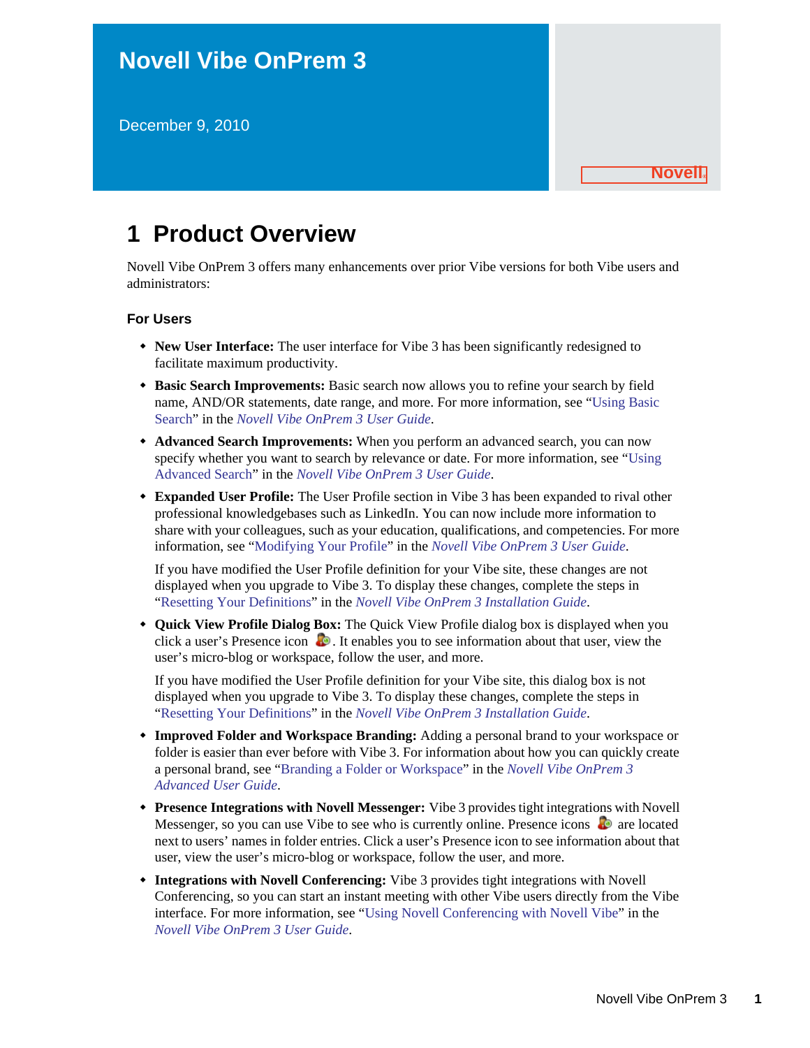# Novell Vibe OnPrem 3

December 9, 2010

Novell

## 1 Product Overview

Novell Vibe OnPrem 3 offers many enhancements over prior Vibe versions for both Vibe users and administrators:

### For Users

- **New User Interface:** The user interface for Vibe 3 has been significantly redesigned to facilitate maximum productivity.
- **Basic Search Improvements:** Basic search now allows you to refine your search by field name, AND/OR statements, date range, and more. For more information, see "Using Basic Search" in the *Novell Vibe OnPrem 3 User Guide*.
- **Advanced Search Improvements:** When you perform an advanced search, you can now specify whether you want to search by relevance or date. For more information, see "Using Advanced Search" in the *Novell Vibe OnPrem 3 User Guide*.
- **Expanded User Profile:** The User Profile section in Vibe 3 has been expanded to rival other professional knowledgebases such as LinkedIn. You can now include more information to share with your colleagues, such as your education, qualifications, and competencies. For more information, see "Modifying Your Profile" in the *Novell Vibe OnPrem 3 User Guide*.

  If you have modified the User Profile definition for your Vibe site, these changes are not displayed when you upgrade to Vibe 3. To display these changes, complete the steps in "Resetting Your Definitions" in the *Novell Vibe OnPrem 3 Installation Guide*.
- **Quick View Profile Dialog Box:** The Quick View Profile dialog box is displayed when you click a user's Presence icon . It enables you to see information about that user, view the user's micro-blog or workspace, follow the user, and more.

  If you have modified the User Profile definition for your Vibe site, this dialog box is not displayed when you upgrade to Vibe 3. To display these changes, complete the steps in "Resetting Your Definitions" in the *Novell Vibe OnPrem 3 Installation Guide*.
- **Improved Folder and Workspace Branding:** Adding a personal brand to your workspace or folder is easier than ever before with Vibe 3. For information about how you can quickly create a personal brand, see "Branding a Folder or Workspace" in the *Novell Vibe OnPrem 3 Advanced User Guide*.
- **Presence Integrations with Novell Messenger:** Vibe 3 provides tight integrations with Novell Messenger, so you can use Vibe to see who is currently online. Presence icons  are located next to users' names in folder entries. Click a user's Presence icon to see information about that user, view the user's micro-blog or workspace, follow the user, and more.
- **Integrations with Novell Conferencing:** Vibe 3 provides tight integrations with Novell Conferencing, so you can start an instant meeting with other Vibe users directly from the Vibe interface. For more information, see "Using Novell Conferencing with Novell Vibe" in the *Novell Vibe OnPrem 3 User Guide*.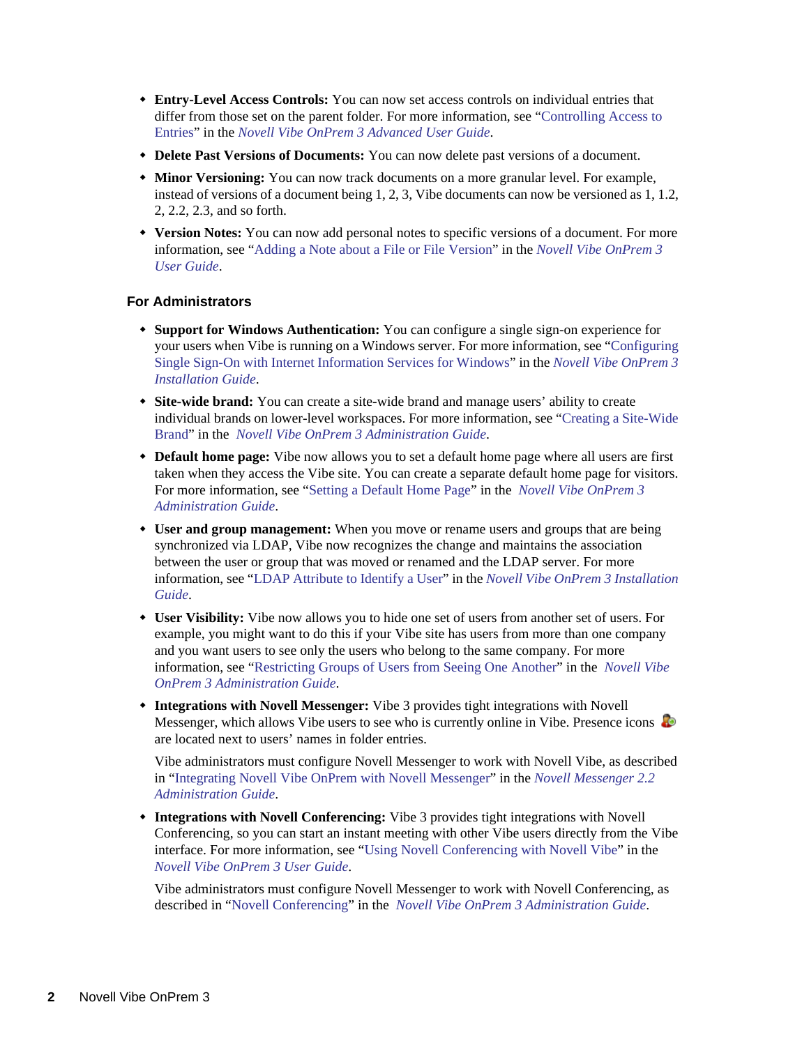- **Entry-Level Access Controls:** You can now set access controls on individual entries that differ from those set on the parent folder. For more information, see "Controlling Access to Entries" in the *Novell Vibe OnPrem 3 Advanced User Guide*.
- **Delete Past Versions of Documents:** You can now delete past versions of a document.
- **Minor Versioning:** You can now track documents on a more granular level. For example, instead of versions of a document being 1, 2, 3, Vibe documents can now be versioned as 1, 1.2, 2, 2.2, 2.3, and so forth.
- **Version Notes:** You can now add personal notes to specific versions of a document. For more information, see "Adding a Note about a File or File Version" in the *Novell Vibe OnPrem 3 User Guide*.

### For Administrators

- **Support for Windows Authentication:** You can configure a single sign-on experience for your users when Vibe is running on a Windows server. For more information, see "Configuring Single Sign-On with Internet Information Services for Windows" in the *Novell Vibe OnPrem 3 Installation Guide*.
- **Site-wide brand:** You can create a site-wide brand and manage users' ability to create individual brands on lower-level workspaces. For more information, see "Creating a Site-Wide Brand" in the *Novell Vibe OnPrem 3 Administration Guide*.
- **Default home page:** Vibe now allows you to set a default home page where all users are first taken when they access the Vibe site. You can create a separate default home page for visitors. For more information, see "Setting a Default Home Page" in the *Novell Vibe OnPrem 3 Administration Guide*.
- **User and group management:** When you move or rename users and groups that are being synchronized via LDAP, Vibe now recognizes the change and maintains the association between the user or group that was moved or renamed and the LDAP server. For more information, see "LDAP Attribute to Identify a User" in the *Novell Vibe OnPrem 3 Installation Guide*.
- **User Visibility:** Vibe now allows you to hide one set of users from another set of users. For example, you might want to do this if your Vibe site has users from more than one company and you want users to see only the users who belong to the same company. For more information, see "Restricting Groups of Users from Seeing One Another" in the *Novell Vibe OnPrem 3 Administration Guide*.
- **Integrations with Novell Messenger:** Vibe 3 provides tight integrations with Novell Messenger, which allows Vibe users to see who is currently online in Vibe. Presence icons are located next to users' names in folder entries.

  Vibe administrators must configure Novell Messenger to work with Novell Vibe, as described in "Integrating Novell Vibe OnPrem with Novell Messenger" in the *Novell Messenger 2.2 Administration Guide*.
- **Integrations with Novell Conferencing:** Vibe 3 provides tight integrations with Novell Conferencing, so you can start an instant meeting with other Vibe users directly from the Vibe interface. For more information, see "Using Novell Conferencing with Novell Vibe" in the *Novell Vibe OnPrem 3 User Guide*.

  Vibe administrators must configure Novell Messenger to work with Novell Conferencing, as described in "Novell Conferencing" in the *Novell Vibe OnPrem 3 Administration Guide*.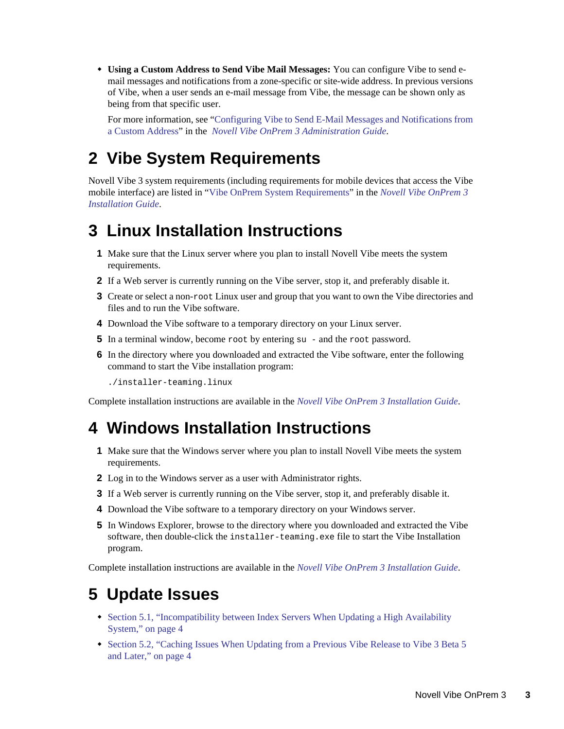* **Using a Custom Address to Send Vibe Mail Messages:** You can configure Vibe to send e-mail messages and notifications from a zone-specific or site-wide address. In previous versions of Vibe, when a user sends an e-mail message from Vibe, the message can be shown only as being from that specific user.

  For more information, see "Configuring Vibe to Send E-Mail Messages and Notifications from a Custom Address" in the *Novell Vibe OnPrem 3 Administration Guide*.

# 2 Vibe System Requirements

Novell Vibe 3 system requirements (including requirements for mobile devices that access the Vibe mobile interface) are listed in "Vibe OnPrem System Requirements" in the *Novell Vibe OnPrem 3 Installation Guide*.

# 3 Linux Installation Instructions

1. Make sure that the Linux server where you plan to install Novell Vibe meets the system requirements.
2. If a Web server is currently running on the Vibe server, stop it, and preferably disable it.
3. Create or select a non-`root` Linux user and group that you want to own the Vibe directories and files and to run the Vibe software.
4. Download the Vibe software to a temporary directory on your Linux server.
5. In a terminal window, become `root` by entering `su -` and the `root` password.
6. In the directory where you downloaded and extracted the Vibe software, enter the following command to start the Vibe installation program:

   ```
   ./installer-teaming.linux
   ```

Complete installation instructions are available in the *Novell Vibe OnPrem 3 Installation Guide*.

# 4 Windows Installation Instructions

1. Make sure that the Windows server where you plan to install Novell Vibe meets the system requirements.
2. Log in to the Windows server as a user with Administrator rights.
3. If a Web server is currently running on the Vibe server, stop it, and preferably disable it.
4. Download the Vibe software to a temporary directory on your Windows server.
5. In Windows Explorer, browse to the directory where you downloaded and extracted the Vibe software, then double-click the `installer-teaming.exe` file to start the Vibe Installation program.

Complete installation instructions are available in the *Novell Vibe OnPrem 3 Installation Guide*.

# 5 Update Issues

* Section 5.1, "Incompatibility between Index Servers When Updating a High Availability System," on page 4
* Section 5.2, "Caching Issues When Updating from a Previous Vibe Release to Vibe 3 Beta 5 and Later," on page 4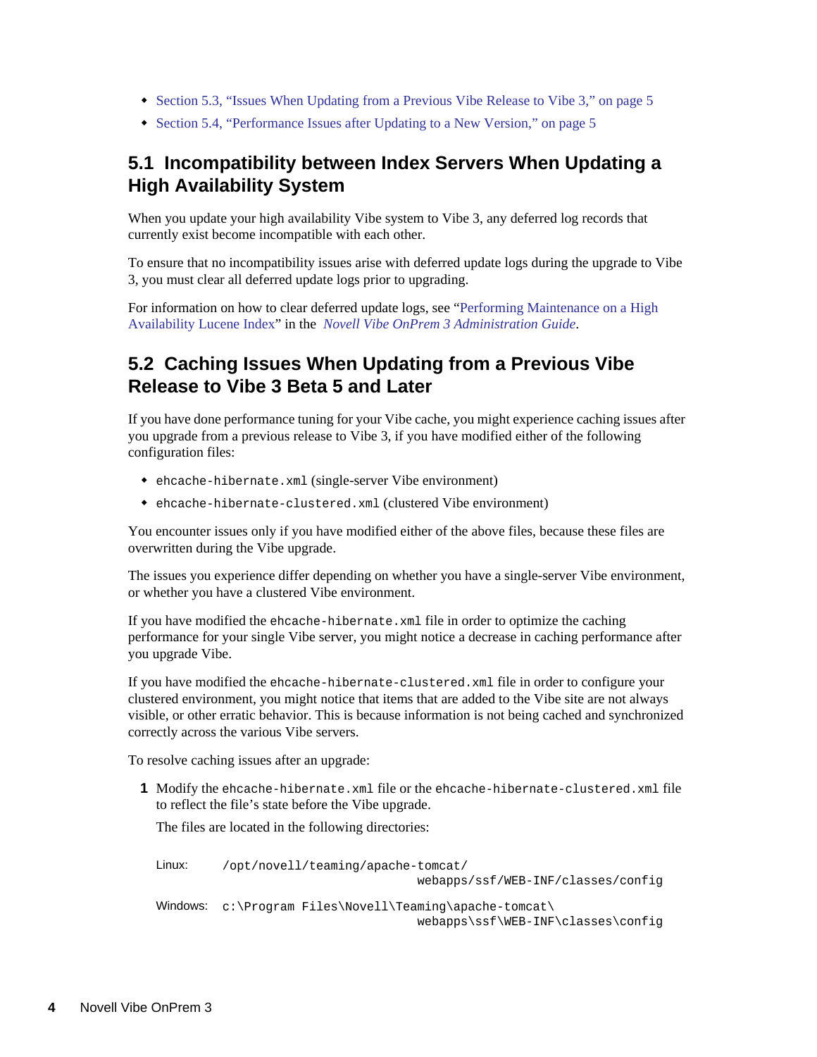- Section 5.3, “Issues When Updating from a Previous Vibe Release to Vibe 3,” on page 5
- Section 5.4, “Performance Issues after Updating to a New Version,” on page 5

## 5.1 Incompatibility between Index Servers When Updating a High Availability System

When you update your high availability Vibe system to Vibe 3, any deferred log records that currently exist become incompatible with each other.

To ensure that no incompatibility issues arise with deferred update logs during the upgrade to Vibe 3, you must clear all deferred update logs prior to upgrading.

For information on how to clear deferred update logs, see “Performing Maintenance on a High Availability Lucene Index” in the *Novell Vibe OnPrem 3 Administration Guide*.

## 5.2 Caching Issues When Updating from a Previous Vibe Release to Vibe 3 Beta 5 and Later

If you have done performance tuning for your Vibe cache, you might experience caching issues after you upgrade from a previous release to Vibe 3, if you have modified either of the following configuration files:

- `ehcache-hibernate.xml` (single-server Vibe environment)
- `ehcache-hibernate-clustered.xml` (clustered Vibe environment)

You encounter issues only if you have modified either of the above files, because these files are overwritten during the Vibe upgrade.

The issues you experience differ depending on whether you have a single-server Vibe environment, or whether you have a clustered Vibe environment.

If you have modified the `ehcache-hibernate.xml` file in order to optimize the caching performance for your single Vibe server, you might notice a decrease in caching performance after you upgrade Vibe.

If you have modified the `ehcache-hibernate-clustered.xml` file in order to configure your clustered environment, you might notice that items that are added to the Vibe site are not always visible, or other erratic behavior. This is because information is not being cached and synchronized correctly across the various Vibe servers.

To resolve caching issues after an upgrade:

1. Modify the `ehcache-hibernate.xml` file or the `ehcache-hibernate-clustered.xml` file to reflect the file’s state before the Vibe upgrade.

   The files are located in the following directories:

   | | |
   |---|---|
   | Linux: | `/opt/novell/teaming/apache-tomcat/webapps/ssf/WEB-INF/classes/config` |
   | Windows: | `c:\Program Files\Novell\Teaming\apache-tomcat\webapps\ssf\WEB-INF\classes\config` |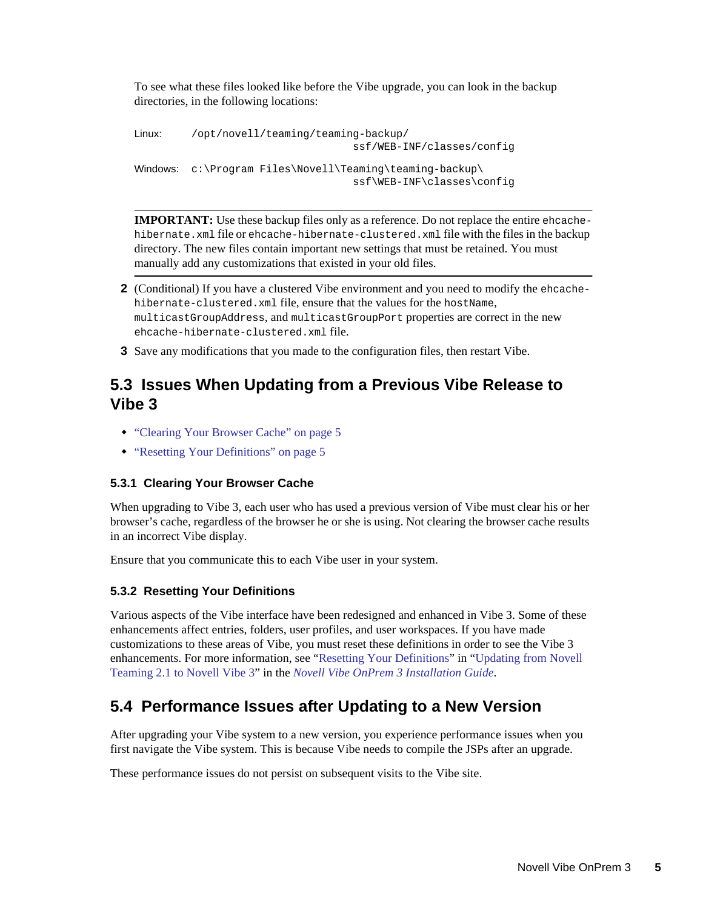To see what these files looked like before the Vibe upgrade, you can look in the backup directories, in the following locations:

Linux: `/opt/novell/teaming/teaming-backup/ssf/WEB-INF/classes/config`

Windows: `c:\Program Files\Novell\Teaming\teaming-backup\ssf\WEB-INF\classes\config`

---

**IMPORTANT:** Use these backup files only as a reference. Do not replace the entire `ehcache-hibernate.xml` file or `ehcache-hibernate-clustered.xml` file with the files in the backup directory. The new files contain important new settings that must be retained. You must manually add any customizations that existed in your old files.

---

2. (Conditional) If you have a clustered Vibe environment and you need to modify the `ehcache-hibernate-clustered.xml` file, ensure that the values for the `hostName`, `multicastGroupAddress`, and `multicastGroupPort` properties are correct in the new `ehcache-hibernate-clustered.xml` file.
3. Save any modifications that you made to the configuration files, then restart Vibe.

## 5.3 Issues When Updating from a Previous Vibe Release to Vibe 3

- "Clearing Your Browser Cache" on page 5
- "Resetting Your Definitions" on page 5

### 5.3.1 Clearing Your Browser Cache

When upgrading to Vibe 3, each user who has used a previous version of Vibe must clear his or her browser's cache, regardless of the browser he or she is using. Not clearing the browser cache results in an incorrect Vibe display.

Ensure that you communicate this to each Vibe user in your system.

### 5.3.2 Resetting Your Definitions

Various aspects of the Vibe interface have been redesigned and enhanced in Vibe 3. Some of these enhancements affect entries, folders, user profiles, and user workspaces. If you have made customizations to these areas of Vibe, you must reset these definitions in order to see the Vibe 3 enhancements. For more information, see "Resetting Your Definitions" in "Updating from Novell Teaming 2.1 to Novell Vibe 3" in the *Novell Vibe OnPrem 3 Installation Guide*.

## 5.4 Performance Issues after Updating to a New Version

After upgrading your Vibe system to a new version, you experience performance issues when you first navigate the Vibe system. This is because Vibe needs to compile the JSPs after an upgrade.

These performance issues do not persist on subsequent visits to the Vibe site.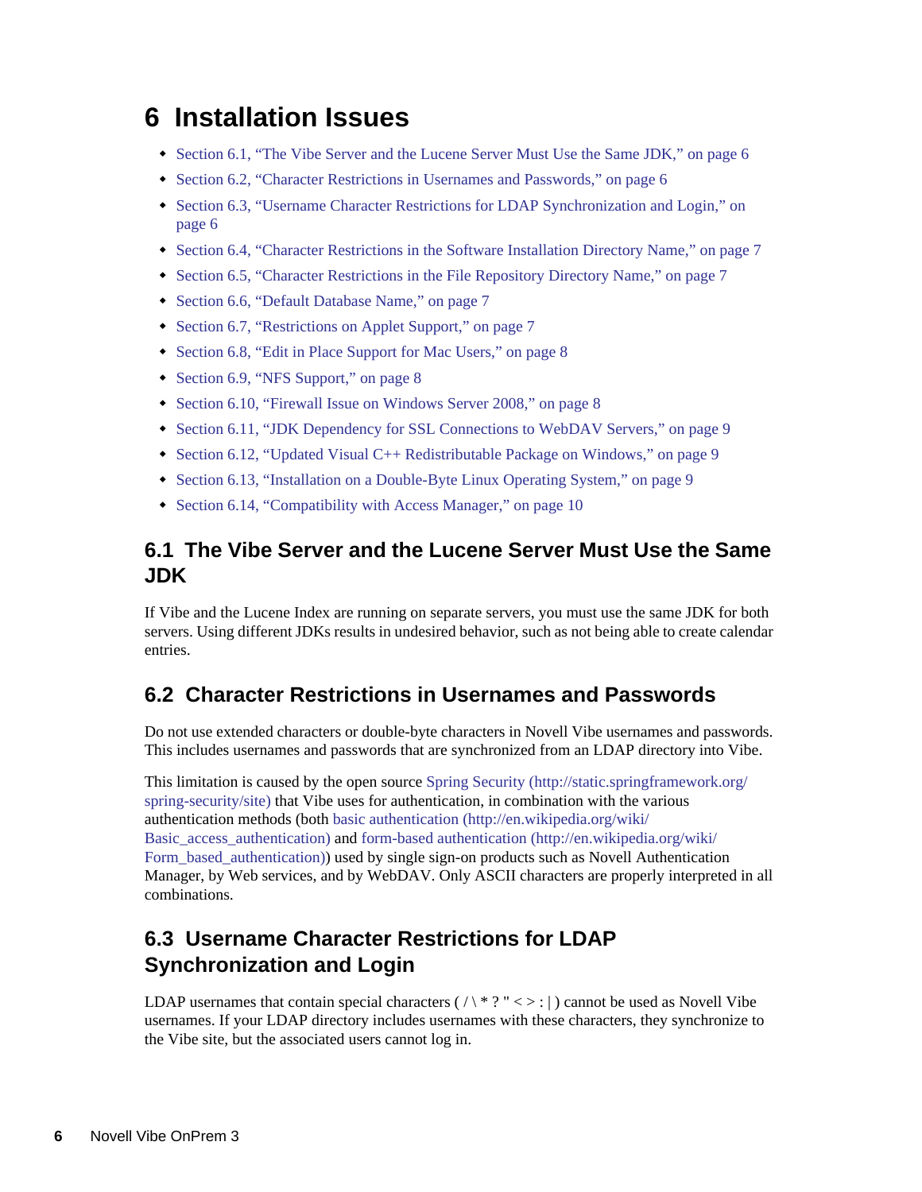# 6 Installation Issues

- Section 6.1, "The Vibe Server and the Lucene Server Must Use the Same JDK," on page 6
- Section 6.2, "Character Restrictions in Usernames and Passwords," on page 6
- Section 6.3, "Username Character Restrictions for LDAP Synchronization and Login," on page 6
- Section 6.4, "Character Restrictions in the Software Installation Directory Name," on page 7
- Section 6.5, "Character Restrictions in the File Repository Directory Name," on page 7
- Section 6.6, "Default Database Name," on page 7
- Section 6.7, "Restrictions on Applet Support," on page 7
- Section 6.8, "Edit in Place Support for Mac Users," on page 8
- Section 6.9, "NFS Support," on page 8
- Section 6.10, "Firewall Issue on Windows Server 2008," on page 8
- Section 6.11, "JDK Dependency for SSL Connections to WebDAV Servers," on page 9
- Section 6.12, "Updated Visual C++ Redistributable Package on Windows," on page 9
- Section 6.13, "Installation on a Double-Byte Linux Operating System," on page 9
- Section 6.14, "Compatibility with Access Manager," on page 10

## 6.1 The Vibe Server and the Lucene Server Must Use the Same JDK

If Vibe and the Lucene Index are running on separate servers, you must use the same JDK for both servers. Using different JDKs results in undesired behavior, such as not being able to create calendar entries.

## 6.2 Character Restrictions in Usernames and Passwords

Do not use extended characters or double-byte characters in Novell Vibe usernames and passwords. This includes usernames and passwords that are synchronized from an LDAP directory into Vibe.

This limitation is caused by the open source Spring Security (http://static.springframework.org/spring-security/site) that Vibe uses for authentication, in combination with the various authentication methods (both basic authentication (http://en.wikipedia.org/wiki/Basic_access_authentication) and form-based authentication (http://en.wikipedia.org/wiki/Form_based_authentication)) used by single sign-on products such as Novell Authentication Manager, by Web services, and by WebDAV. Only ASCII characters are properly interpreted in all combinations.

## 6.3 Username Character Restrictions for LDAP Synchronization and Login

LDAP usernames that contain special characters ( / \ * ? " < > : | ) cannot be used as Novell Vibe usernames. If your LDAP directory includes usernames with these characters, they synchronize to the Vibe site, but the associated users cannot log in.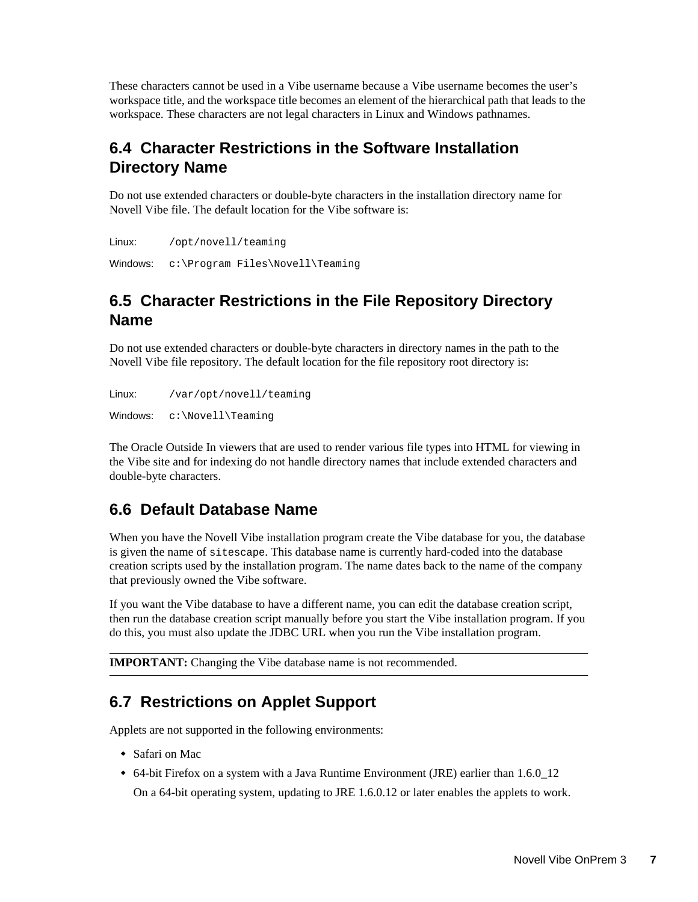These characters cannot be used in a Vibe username because a Vibe username becomes the user's workspace title, and the workspace title becomes an element of the hierarchical path that leads to the workspace. These characters are not legal characters in Linux and Windows pathnames.

## 6.4 Character Restrictions in the Software Installation Directory Name

Do not use extended characters or double-byte characters in the installation directory name for Novell Vibe file. The default location for the Vibe software is:

Linux: `/opt/novell/teaming`

Windows: `c:\Program Files\Novell\Teaming`

## 6.5 Character Restrictions in the File Repository Directory Name

Do not use extended characters or double-byte characters in directory names in the path to the Novell Vibe file repository. The default location for the file repository root directory is:

Linux: `/var/opt/novell/teaming`

Windows: `c:\Novell\Teaming`

The Oracle Outside In viewers that are used to render various file types into HTML for viewing in the Vibe site and for indexing do not handle directory names that include extended characters and double-byte characters.

## 6.6 Default Database Name

When you have the Novell Vibe installation program create the Vibe database for you, the database is given the name of `sitescape`. This database name is currently hard-coded into the database creation scripts used by the installation program. The name dates back to the name of the company that previously owned the Vibe software.

If you want the Vibe database to have a different name, you can edit the database creation script, then run the database creation script manually before you start the Vibe installation program. If you do this, you must also update the JDBC URL when you run the Vibe installation program.

**IMPORTANT:** Changing the Vibe database name is not recommended.

## 6.7 Restrictions on Applet Support

Applets are not supported in the following environments:

- Safari on Mac
- 64-bit Firefox on a system with a Java Runtime Environment (JRE) earlier than 1.6.0_12

  On a 64-bit operating system, updating to JRE 1.6.0.12 or later enables the applets to work.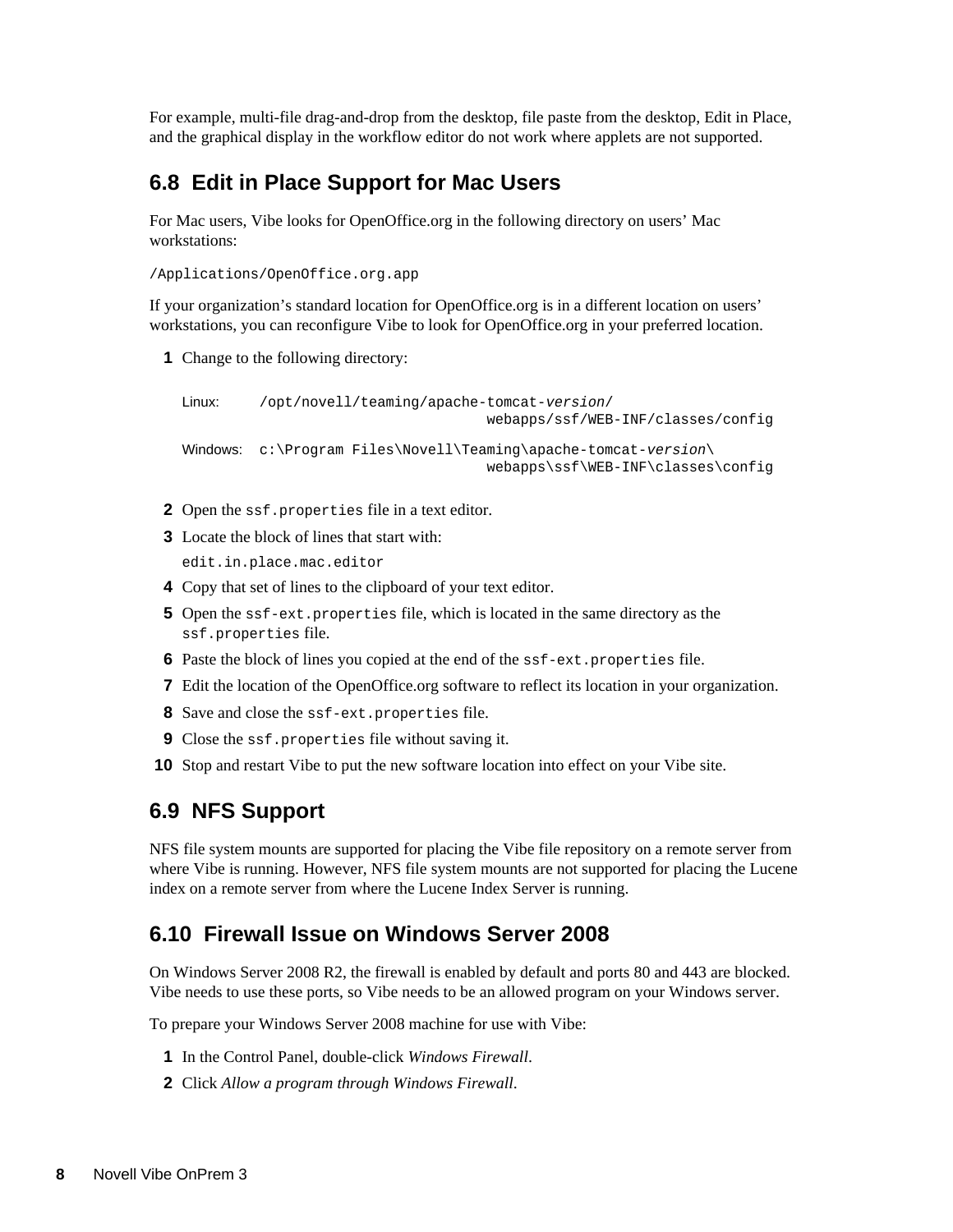For example, multi-file drag-and-drop from the desktop, file paste from the desktop, Edit in Place, and the graphical display in the workflow editor do not work where applets are not supported.

## 6.8 Edit in Place Support for Mac Users

For Mac users, Vibe looks for OpenOffice.org in the following directory on users' Mac workstations:

```
/Applications/OpenOffice.org.app
```

If your organization's standard location for OpenOffice.org is in a different location on users' workstations, you can reconfigure Vibe to look for OpenOffice.org in your preferred location.

1. Change to the following directory:

   Linux: `/opt/novell/teaming/apache-tomcat-version/webapps/ssf/WEB-INF/classes/config`

   Windows: `c:\Program Files\Novell\Teaming\apache-tomcat-version\webapps\ssf\WEB-INF\classes\config`

2. Open the `ssf.properties` file in a text editor.
3. Locate the block of lines that start with:

   `edit.in.place.mac.editor`

4. Copy that set of lines to the clipboard of your text editor.
5. Open the `ssf-ext.properties` file, which is located in the same directory as the `ssf.properties` file.
6. Paste the block of lines you copied at the end of the `ssf-ext.properties` file.
7. Edit the location of the OpenOffice.org software to reflect its location in your organization.
8. Save and close the `ssf-ext.properties` file.
9. Close the `ssf.properties` file without saving it.
10. Stop and restart Vibe to put the new software location into effect on your Vibe site.

## 6.9 NFS Support

NFS file system mounts are supported for placing the Vibe file repository on a remote server from where Vibe is running. However, NFS file system mounts are not supported for placing the Lucene index on a remote server from where the Lucene Index Server is running.

## 6.10 Firewall Issue on Windows Server 2008

On Windows Server 2008 R2, the firewall is enabled by default and ports 80 and 443 are blocked. Vibe needs to use these ports, so Vibe needs to be an allowed program on your Windows server.

To prepare your Windows Server 2008 machine for use with Vibe:

1. In the Control Panel, double-click *Windows Firewall*.
2. Click *Allow a program through Windows Firewall*.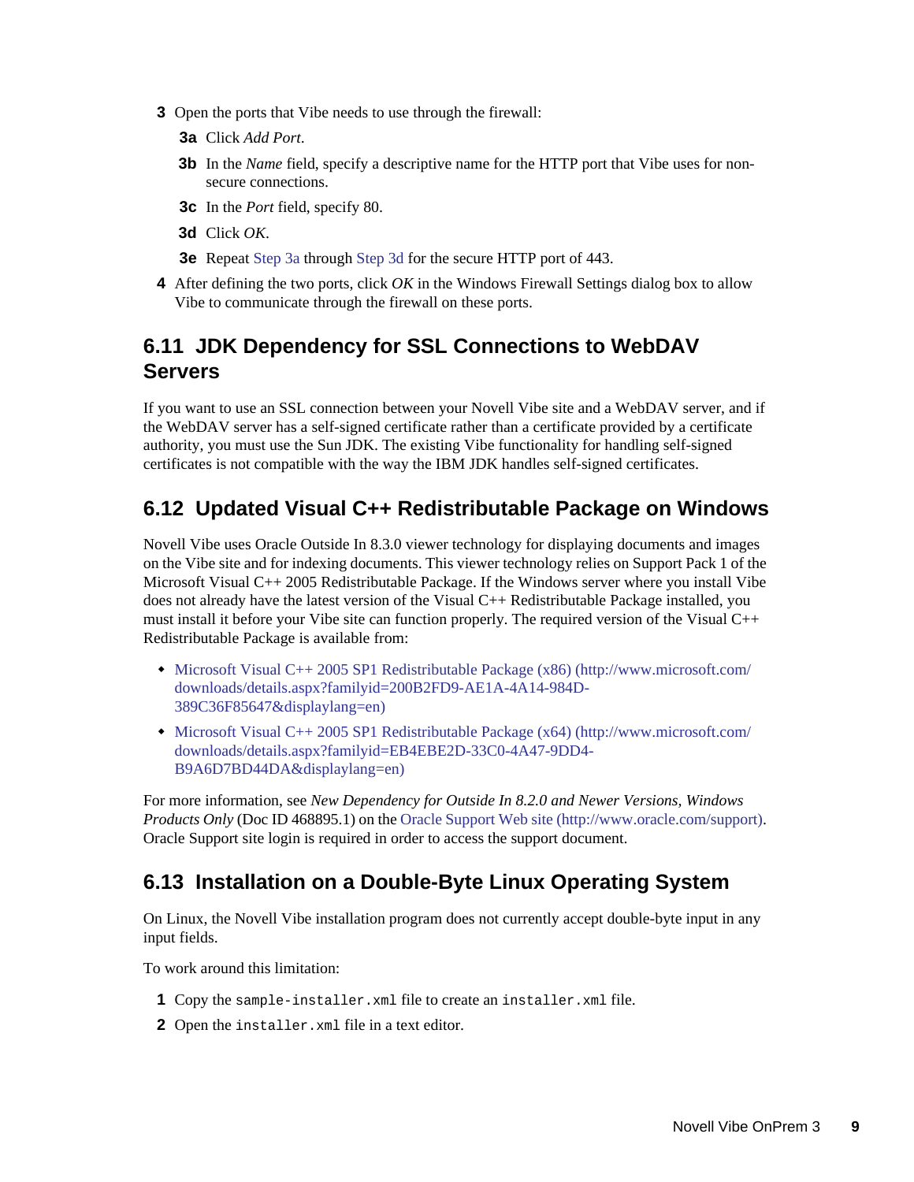3 Open the ports that Vibe needs to use through the firewall:

   3a Click *Add Port*.

   3b In the *Name* field, specify a descriptive name for the HTTP port that Vibe uses for non-secure connections.

   3c In the *Port* field, specify 80.

   3d Click *OK*.

   3e Repeat Step 3a through Step 3d for the secure HTTP port of 443.

4 After defining the two ports, click *OK* in the Windows Firewall Settings dialog box to allow Vibe to communicate through the firewall on these ports.

## 6.11 JDK Dependency for SSL Connections to WebDAV Servers

If you want to use an SSL connection between your Novell Vibe site and a WebDAV server, and if the WebDAV server has a self-signed certificate rather than a certificate provided by a certificate authority, you must use the Sun JDK. The existing Vibe functionality for handling self-signed certificates is not compatible with the way the IBM JDK handles self-signed certificates.

## 6.12 Updated Visual C++ Redistributable Package on Windows

Novell Vibe uses Oracle Outside In 8.3.0 viewer technology for displaying documents and images on the Vibe site and for indexing documents. This viewer technology relies on Support Pack 1 of the Microsoft Visual C++ 2005 Redistributable Package. If the Windows server where you install Vibe does not already have the latest version of the Visual C++ Redistributable Package installed, you must install it before your Vibe site can function properly. The required version of the Visual C++ Redistributable Package is available from:

- Microsoft Visual C++ 2005 SP1 Redistributable Package (x86) (http://www.microsoft.com/downloads/details.aspx?familyid=200B2FD9-AE1A-4A14-984D-389C36F85647&displaylang=en)
- Microsoft Visual C++ 2005 SP1 Redistributable Package (x64) (http://www.microsoft.com/downloads/details.aspx?familyid=EB4EBE2D-33C0-4A47-9DD4-B9A6D7BD44DA&displaylang=en)

For more information, see *New Dependency for Outside In 8.2.0 and Newer Versions, Windows Products Only* (Doc ID 468895.1) on the Oracle Support Web site (http://www.oracle.com/support). Oracle Support site login is required in order to access the support document.

## 6.13 Installation on a Double-Byte Linux Operating System

On Linux, the Novell Vibe installation program does not currently accept double-byte input in any input fields.

To work around this limitation:

1 Copy the `sample-installer.xml` file to create an `installer.xml` file.

2 Open the `installer.xml` file in a text editor.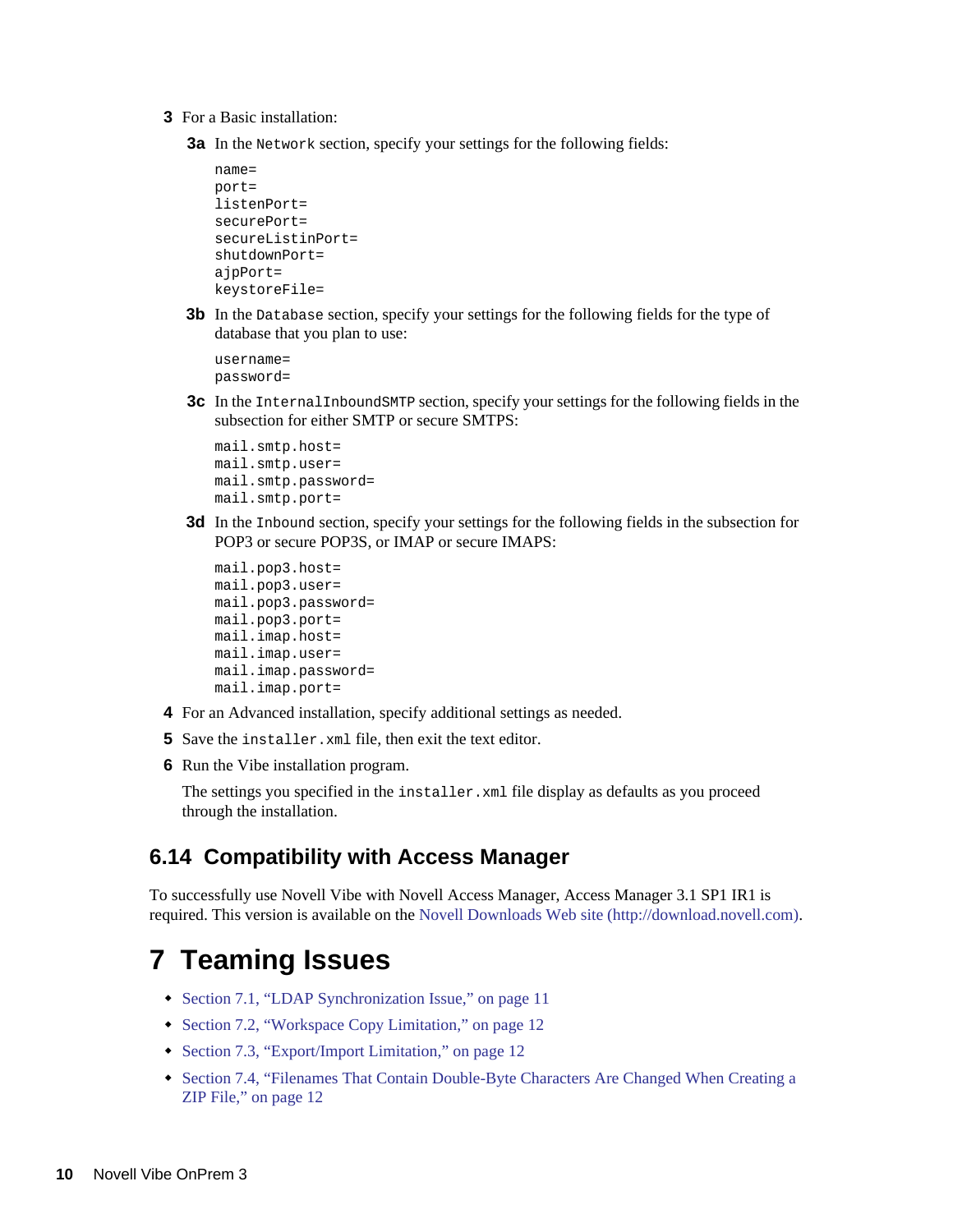3 For a Basic installation:

3a In the `Network` section, specify your settings for the following fields:

```
name=
port=
listenPort=
securePort=
secureListinPort=
shutdownPort=
ajpPort=
keystoreFile=
```

3b In the `Database` section, specify your settings for the following fields for the type of database that you plan to use:

```
username=
password=
```

3c In the `InternalInboundSMTP` section, specify your settings for the following fields in the subsection for either SMTP or secure SMTPS:

```
mail.smtp.host=
mail.smtp.user=
mail.smtp.password=
mail.smtp.port=
```

3d In the `Inbound` section, specify your settings for the following fields in the subsection for POP3 or secure POP3S, or IMAP or secure IMAPS:

```
mail.pop3.host=
mail.pop3.user=
mail.pop3.password=
mail.pop3.port=
mail.imap.host=
mail.imap.user=
mail.imap.password=
mail.imap.port=
```

4 For an Advanced installation, specify additional settings as needed.

5 Save the `installer.xml` file, then exit the text editor.

6 Run the Vibe installation program.

The settings you specified in the `installer.xml` file display as defaults as you proceed through the installation.

## 6.14 Compatibility with Access Manager

To successfully use Novell Vibe with Novell Access Manager, Access Manager 3.1 SP1 IR1 is required. This version is available on the Novell Downloads Web site (http://download.novell.com).

# 7 Teaming Issues

- Section 7.1, "LDAP Synchronization Issue," on page 11
- Section 7.2, "Workspace Copy Limitation," on page 12
- Section 7.3, "Export/Import Limitation," on page 12
- Section 7.4, "Filenames That Contain Double-Byte Characters Are Changed When Creating a ZIP File," on page 12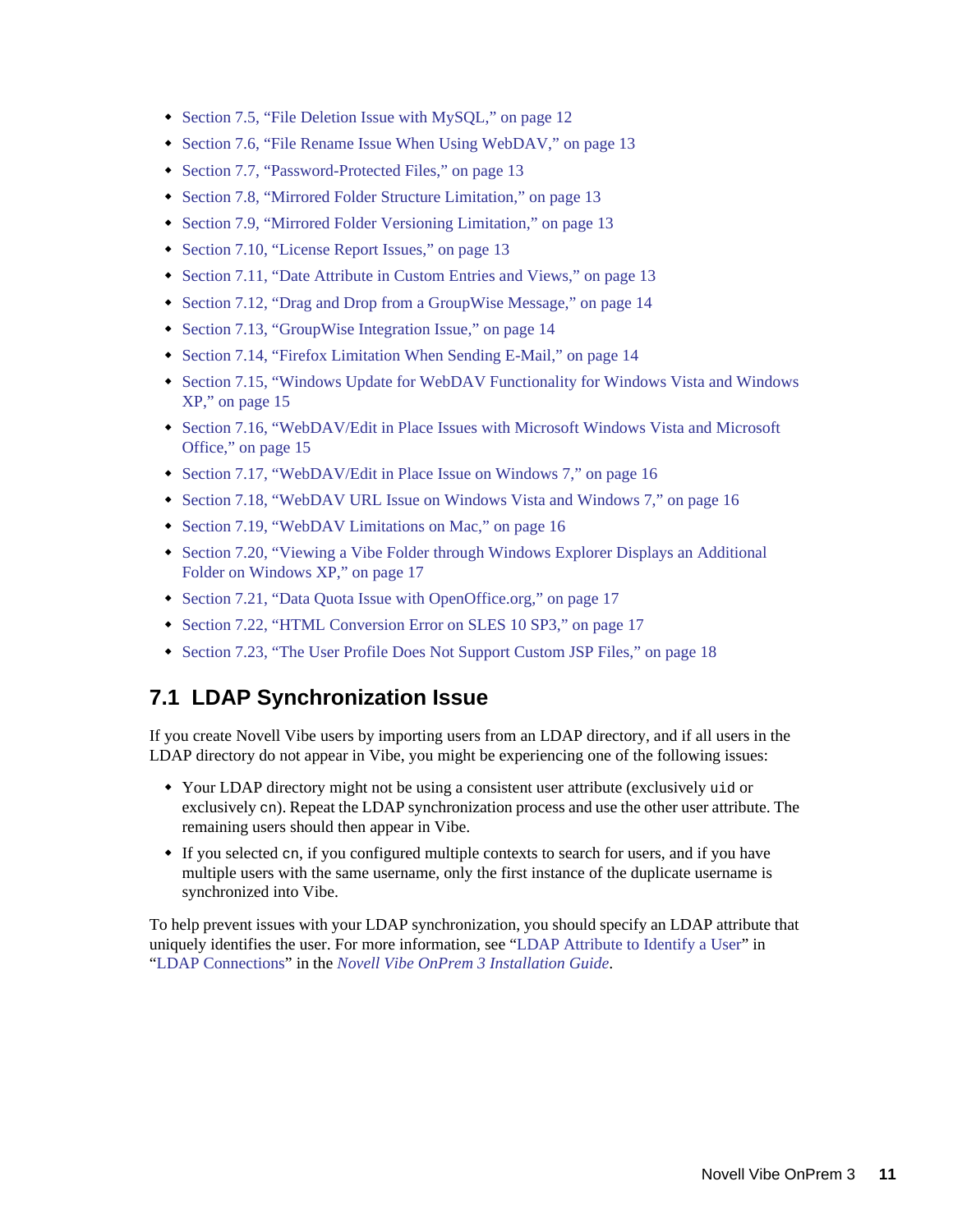- Section 7.5, “File Deletion Issue with MySQL,” on page 12
- Section 7.6, “File Rename Issue When Using WebDAV,” on page 13
- Section 7.7, “Password-Protected Files,” on page 13
- Section 7.8, “Mirrored Folder Structure Limitation,” on page 13
- Section 7.9, “Mirrored Folder Versioning Limitation,” on page 13
- Section 7.10, “License Report Issues,” on page 13
- Section 7.11, “Date Attribute in Custom Entries and Views,” on page 13
- Section 7.12, “Drag and Drop from a GroupWise Message,” on page 14
- Section 7.13, “GroupWise Integration Issue,” on page 14
- Section 7.14, “Firefox Limitation When Sending E-Mail,” on page 14
- Section 7.15, “Windows Update for WebDAV Functionality for Windows Vista and Windows XP,” on page 15
- Section 7.16, “WebDAV/Edit in Place Issues with Microsoft Windows Vista and Microsoft Office,” on page 15
- Section 7.17, “WebDAV/Edit in Place Issue on Windows 7,” on page 16
- Section 7.18, “WebDAV URL Issue on Windows Vista and Windows 7,” on page 16
- Section 7.19, “WebDAV Limitations on Mac,” on page 16
- Section 7.20, “Viewing a Vibe Folder through Windows Explorer Displays an Additional Folder on Windows XP,” on page 17
- Section 7.21, “Data Quota Issue with OpenOffice.org,” on page 17
- Section 7.22, “HTML Conversion Error on SLES 10 SP3,” on page 17
- Section 7.23, “The User Profile Does Not Support Custom JSP Files,” on page 18

## 7.1 LDAP Synchronization Issue

If you create Novell Vibe users by importing users from an LDAP directory, and if all users in the LDAP directory do not appear in Vibe, you might be experiencing one of the following issues:

- Your LDAP directory might not be using a consistent user attribute (exclusively `uid` or exclusively `cn`). Repeat the LDAP synchronization process and use the other user attribute. The remaining users should then appear in Vibe.
- If you selected `cn`, if you configured multiple contexts to search for users, and if you have multiple users with the same username, only the first instance of the duplicate username is synchronized into Vibe.

To help prevent issues with your LDAP synchronization, you should specify an LDAP attribute that uniquely identifies the user. For more information, see “LDAP Attribute to Identify a User” in “LDAP Connections” in the *Novell Vibe OnPrem 3 Installation Guide*.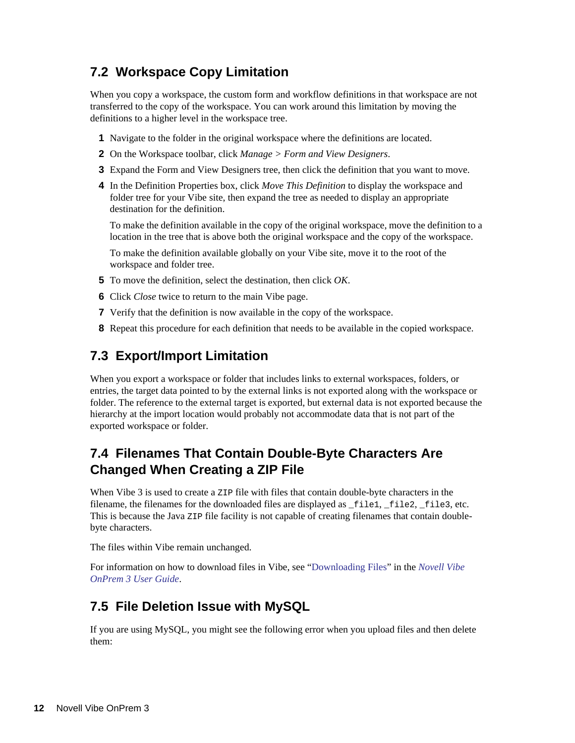## 7.2 Workspace Copy Limitation

When you copy a workspace, the custom form and workflow definitions in that workspace are not transferred to the copy of the workspace. You can work around this limitation by moving the definitions to a higher level in the workspace tree.

1. Navigate to the folder in the original workspace where the definitions are located.
2. On the Workspace toolbar, click *Manage > Form and View Designers*.
3. Expand the Form and View Designers tree, then click the definition that you want to move.
4. In the Definition Properties box, click *Move This Definition* to display the workspace and folder tree for your Vibe site, then expand the tree as needed to display an appropriate destination for the definition.

   To make the definition available in the copy of the original workspace, move the definition to a location in the tree that is above both the original workspace and the copy of the workspace.

   To make the definition available globally on your Vibe site, move it to the root of the workspace and folder tree.
5. To move the definition, select the destination, then click *OK*.
6. Click *Close* twice to return to the main Vibe page.
7. Verify that the definition is now available in the copy of the workspace.
8. Repeat this procedure for each definition that needs to be available in the copied workspace.

## 7.3 Export/Import Limitation

When you export a workspace or folder that includes links to external workspaces, folders, or entries, the target data pointed to by the external links is not exported along with the workspace or folder. The reference to the external target is exported, but external data is not exported because the hierarchy at the import location would probably not accommodate data that is not part of the exported workspace or folder.

## 7.4 Filenames That Contain Double-Byte Characters Are Changed When Creating a ZIP File

When Vibe 3 is used to create a `ZIP` file with files that contain double-byte characters in the filename, the filenames for the downloaded files are displayed as `_file1`, `_file2`, `_file3`, etc. This is because the Java `ZIP` file facility is not capable of creating filenames that contain double-byte characters.

The files within Vibe remain unchanged.

For information on how to download files in Vibe, see "Downloading Files" in the *Novell Vibe OnPrem 3 User Guide*.

## 7.5 File Deletion Issue with MySQL

If you are using MySQL, you might see the following error when you upload files and then delete them: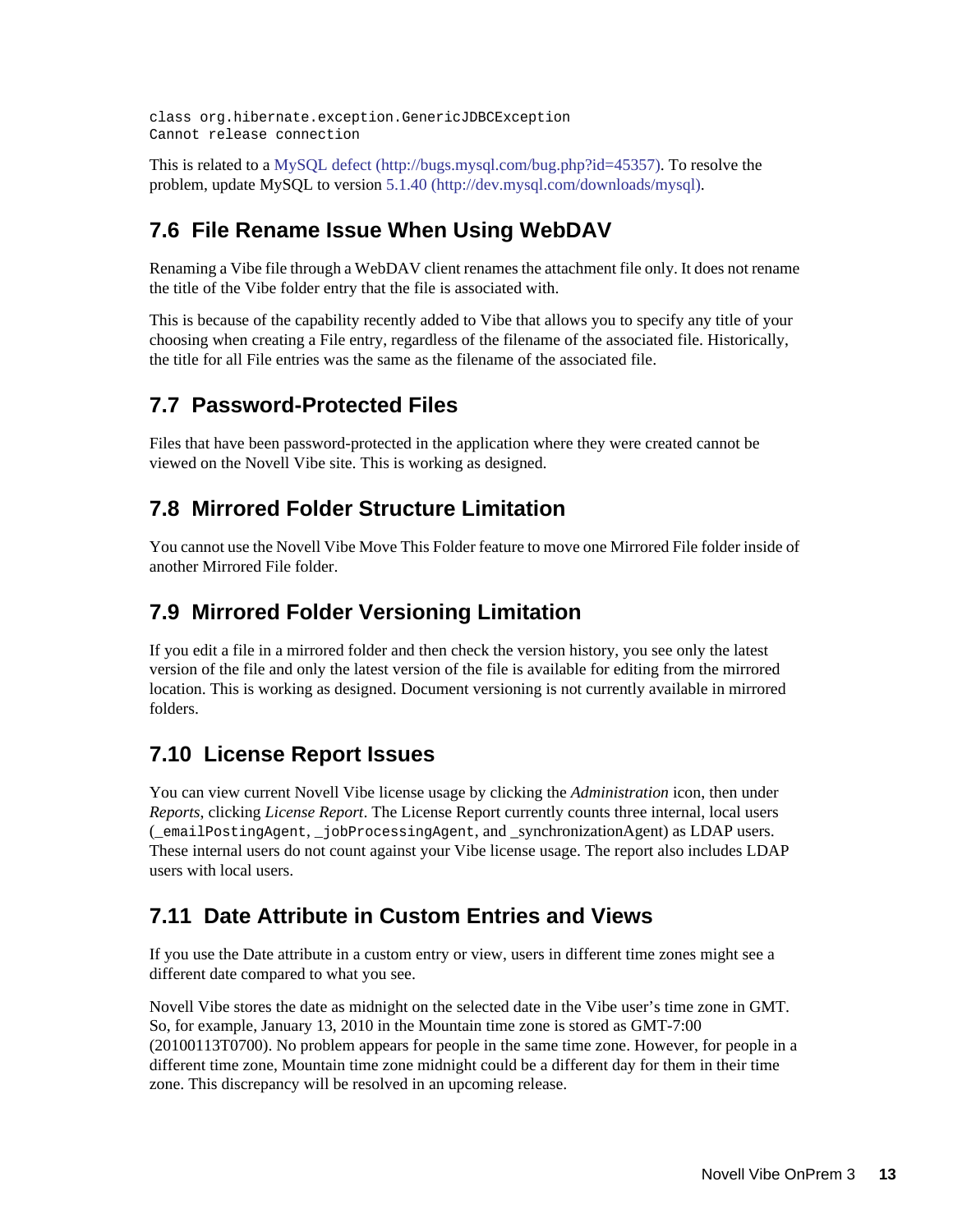```
class org.hibernate.exception.GenericJDBCException
Cannot release connection
```

This is related to a MySQL defect (http://bugs.mysql.com/bug.php?id=45357). To resolve the problem, update MySQL to version 5.1.40 (http://dev.mysql.com/downloads/mysql).

## 7.6 File Rename Issue When Using WebDAV

Renaming a Vibe file through a WebDAV client renames the attachment file only. It does not rename the title of the Vibe folder entry that the file is associated with.

This is because of the capability recently added to Vibe that allows you to specify any title of your choosing when creating a File entry, regardless of the filename of the associated file. Historically, the title for all File entries was the same as the filename of the associated file.

## 7.7 Password-Protected Files

Files that have been password-protected in the application where they were created cannot be viewed on the Novell Vibe site. This is working as designed.

## 7.8 Mirrored Folder Structure Limitation

You cannot use the Novell Vibe Move This Folder feature to move one Mirrored File folder inside of another Mirrored File folder.

## 7.9 Mirrored Folder Versioning Limitation

If you edit a file in a mirrored folder and then check the version history, you see only the latest version of the file and only the latest version of the file is available for editing from the mirrored location. This is working as designed. Document versioning is not currently available in mirrored folders.

## 7.10 License Report Issues

You can view current Novell Vibe license usage by clicking the *Administration* icon, then under *Reports*, clicking *License Report*. The License Report currently counts three internal, local users (`_emailPostingAgent`, `_jobProcessingAgent`, and _synchronizationAgent) as LDAP users. These internal users do not count against your Vibe license usage. The report also includes LDAP users with local users.

## 7.11 Date Attribute in Custom Entries and Views

If you use the Date attribute in a custom entry or view, users in different time zones might see a different date compared to what you see.

Novell Vibe stores the date as midnight on the selected date in the Vibe user's time zone in GMT. So, for example, January 13, 2010 in the Mountain time zone is stored as GMT-7:00 (20100113T0700). No problem appears for people in the same time zone. However, for people in a different time zone, Mountain time zone midnight could be a different day for them in their time zone. This discrepancy will be resolved in an upcoming release.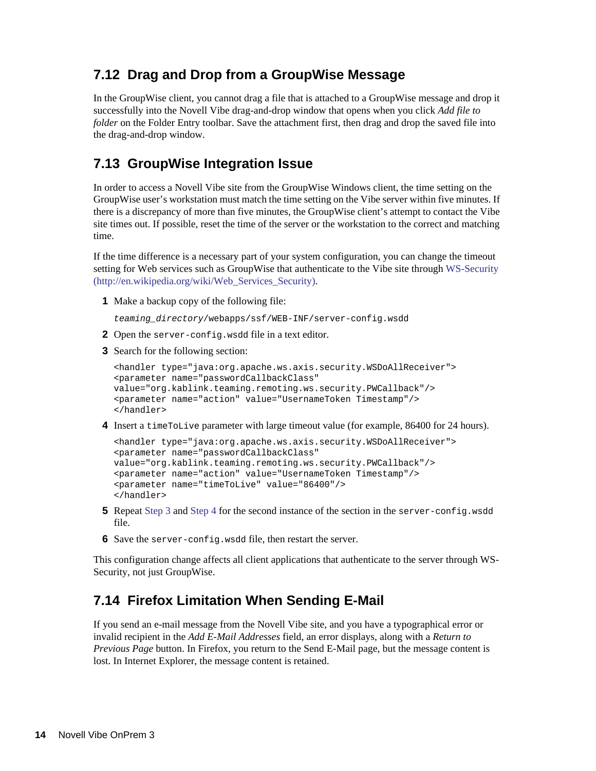## 7.12 Drag and Drop from a GroupWise Message

In the GroupWise client, you cannot drag a file that is attached to a GroupWise message and drop it successfully into the Novell Vibe drag-and-drop window that opens when you click *Add file to folder* on the Folder Entry toolbar. Save the attachment first, then drag and drop the saved file into the drag-and-drop window.

## 7.13 GroupWise Integration Issue

In order to access a Novell Vibe site from the GroupWise Windows client, the time setting on the GroupWise user's workstation must match the time setting on the Vibe server within five minutes. If there is a discrepancy of more than five minutes, the GroupWise client's attempt to contact the Vibe site times out. If possible, reset the time of the server or the workstation to the correct and matching time.

If the time difference is a necessary part of your system configuration, you can change the timeout setting for Web services such as GroupWise that authenticate to the Vibe site through WS-Security (http://en.wikipedia.org/wiki/Web_Services_Security).

1. Make a backup copy of the following file:

   *teaming_directory*/webapps/ssf/WEB-INF/server-config.wsdd

2. Open the `server-config.wsdd` file in a text editor.
3. Search for the following section:

   ```
   <handler type="java:org.apache.ws.axis.security.WSDoAllReceiver">
   <parameter name="passwordCallbackClass"
   value="org.kablink.teaming.remoting.ws.security.PWCallback"/>
   <parameter name="action" value="UsernameToken Timestamp"/>
   </handler>
   ```

4. Insert a `timeToLive` parameter with large timeout value (for example, 86400 for 24 hours).

   ```
   <handler type="java:org.apache.ws.axis.security.WSDoAllReceiver">
   <parameter name="passwordCallbackClass"
   value="org.kablink.teaming.remoting.ws.security.PWCallback"/>
   <parameter name="action" value="UsernameToken Timestamp"/>
   <parameter name="timeToLive" value="86400"/>
   </handler>
   ```

5. Repeat Step 3 and Step 4 for the second instance of the section in the `server-config.wsdd` file.
6. Save the `server-config.wsdd` file, then restart the server.

This configuration change affects all client applications that authenticate to the server through WS-Security, not just GroupWise.

## 7.14 Firefox Limitation When Sending E-Mail

If you send an e-mail message from the Novell Vibe site, and you have a typographical error or invalid recipient in the *Add E-Mail Addresses* field, an error displays, along with a *Return to Previous Page* button. In Firefox, you return to the Send E-Mail page, but the message content is lost. In Internet Explorer, the message content is retained.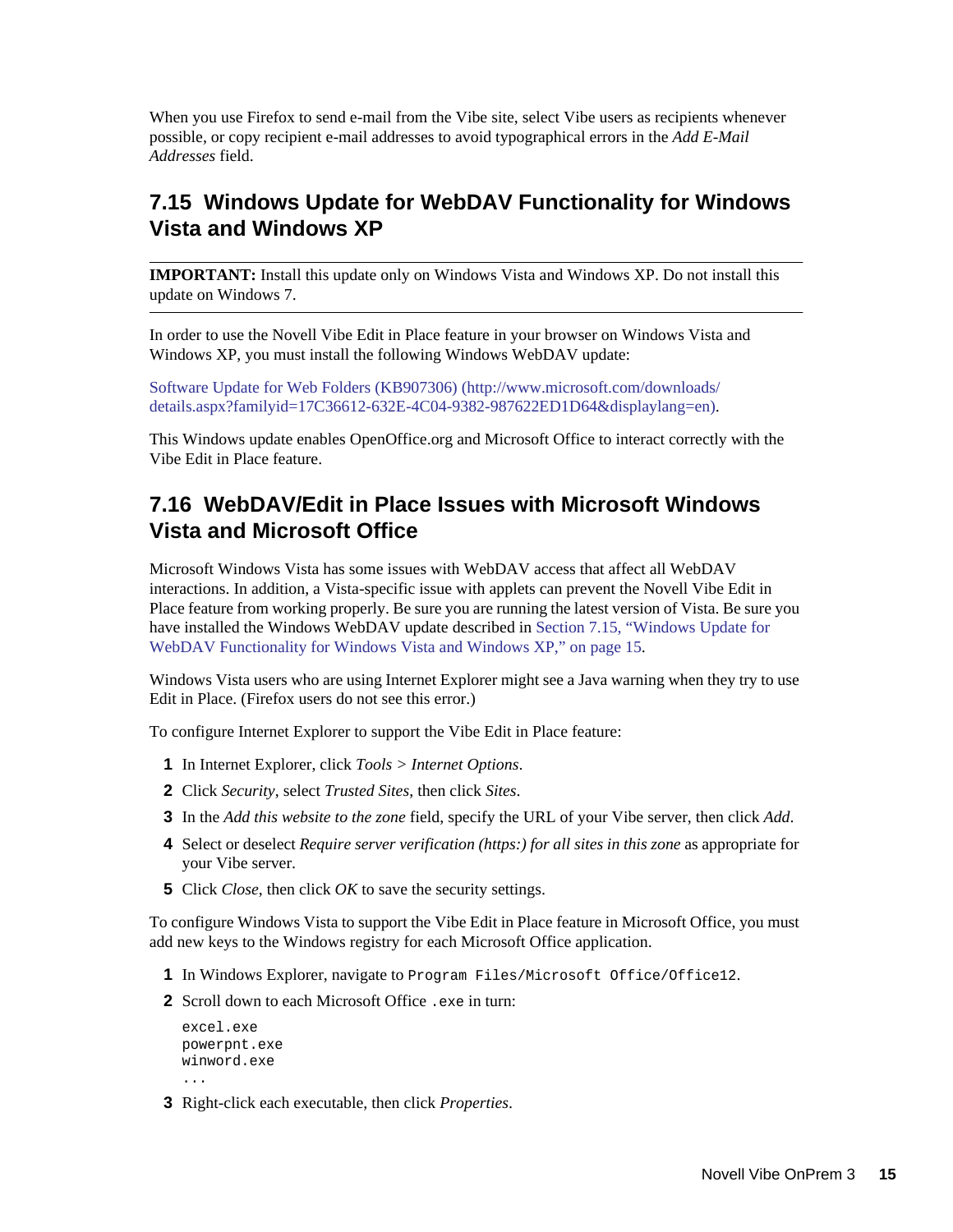When you use Firefox to send e-mail from the Vibe site, select Vibe users as recipients whenever possible, or copy recipient e-mail addresses to avoid typographical errors in the *Add E-Mail Addresses* field.

## 7.15 Windows Update for WebDAV Functionality for Windows Vista and Windows XP

**IMPORTANT:** Install this update only on Windows Vista and Windows XP. Do not install this update on Windows 7.

In order to use the Novell Vibe Edit in Place feature in your browser on Windows Vista and Windows XP, you must install the following Windows WebDAV update:

Software Update for Web Folders (KB907306) (http://www.microsoft.com/downloads/details.aspx?familyid=17C36612-632E-4C04-9382-987622ED1D64&displaylang=en).

This Windows update enables OpenOffice.org and Microsoft Office to interact correctly with the Vibe Edit in Place feature.

## 7.16 WebDAV/Edit in Place Issues with Microsoft Windows Vista and Microsoft Office

Microsoft Windows Vista has some issues with WebDAV access that affect all WebDAV interactions. In addition, a Vista-specific issue with applets can prevent the Novell Vibe Edit in Place feature from working properly. Be sure you are running the latest version of Vista. Be sure you have installed the Windows WebDAV update described in Section 7.15, "Windows Update for WebDAV Functionality for Windows Vista and Windows XP," on page 15.

Windows Vista users who are using Internet Explorer might see a Java warning when they try to use Edit in Place. (Firefox users do not see this error.)

To configure Internet Explorer to support the Vibe Edit in Place feature:

1. In Internet Explorer, click *Tools* > *Internet Options*.
2. Click *Security*, select *Trusted Sites*, then click *Sites*.
3. In the *Add this website to the zone* field, specify the URL of your Vibe server, then click *Add*.
4. Select or deselect *Require server verification (https:) for all sites in this zone* as appropriate for your Vibe server.
5. Click *Close*, then click *OK* to save the security settings.

To configure Windows Vista to support the Vibe Edit in Place feature in Microsoft Office, you must add new keys to the Windows registry for each Microsoft Office application.

1. In Windows Explorer, navigate to `Program Files/Microsoft Office/Office12`.
2. Scroll down to each Microsoft Office `.exe` in turn:

   ```
   excel.exe
   powerpnt.exe
   winword.exe
   ...
   ```
3. Right-click each executable, then click *Properties*.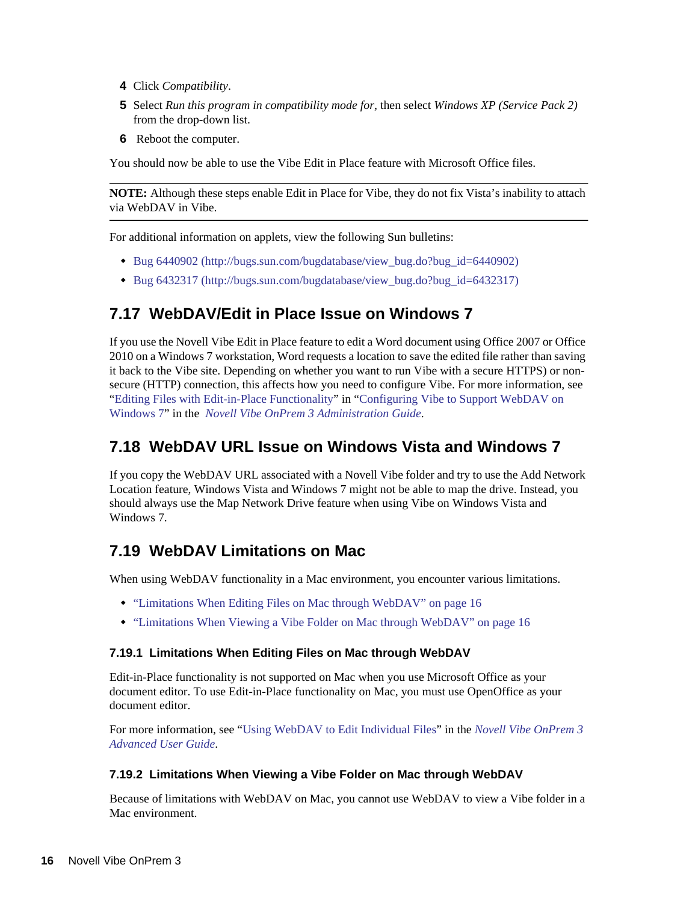4 Click *Compatibility*.
5 Select *Run this program in compatibility mode for*, then select *Windows XP (Service Pack 2)* from the drop-down list.
6 Reboot the computer.

You should now be able to use the Vibe Edit in Place feature with Microsoft Office files.

**NOTE:** Although these steps enable Edit in Place for Vibe, they do not fix Vista's inability to attach via WebDAV in Vibe.

For additional information on applets, view the following Sun bulletins:

- Bug 6440902 (http://bugs.sun.com/bugdatabase/view_bug.do?bug_id=6440902)
- Bug 6432317 (http://bugs.sun.com/bugdatabase/view_bug.do?bug_id=6432317)

## 7.17 WebDAV/Edit in Place Issue on Windows 7

If you use the Novell Vibe Edit in Place feature to edit a Word document using Office 2007 or Office 2010 on a Windows 7 workstation, Word requests a location to save the edited file rather than saving it back to the Vibe site. Depending on whether you want to run Vibe with a secure HTTPS) or non-secure (HTTP) connection, this affects how you need to configure Vibe. For more information, see "Editing Files with Edit-in-Place Functionality" in "Configuring Vibe to Support WebDAV on Windows 7" in the *Novell Vibe OnPrem 3 Administration Guide*.

## 7.18 WebDAV URL Issue on Windows Vista and Windows 7

If you copy the WebDAV URL associated with a Novell Vibe folder and try to use the Add Network Location feature, Windows Vista and Windows 7 might not be able to map the drive. Instead, you should always use the Map Network Drive feature when using Vibe on Windows Vista and Windows 7.

## 7.19 WebDAV Limitations on Mac

When using WebDAV functionality in a Mac environment, you encounter various limitations.

- "Limitations When Editing Files on Mac through WebDAV" on page 16
- "Limitations When Viewing a Vibe Folder on Mac through WebDAV" on page 16

### 7.19.1 Limitations When Editing Files on Mac through WebDAV

Edit-in-Place functionality is not supported on Mac when you use Microsoft Office as your document editor. To use Edit-in-Place functionality on Mac, you must use OpenOffice as your document editor.

For more information, see "Using WebDAV to Edit Individual Files" in the *Novell Vibe OnPrem 3 Advanced User Guide*.

### 7.19.2 Limitations When Viewing a Vibe Folder on Mac through WebDAV

Because of limitations with WebDAV on Mac, you cannot use WebDAV to view a Vibe folder in a Mac environment.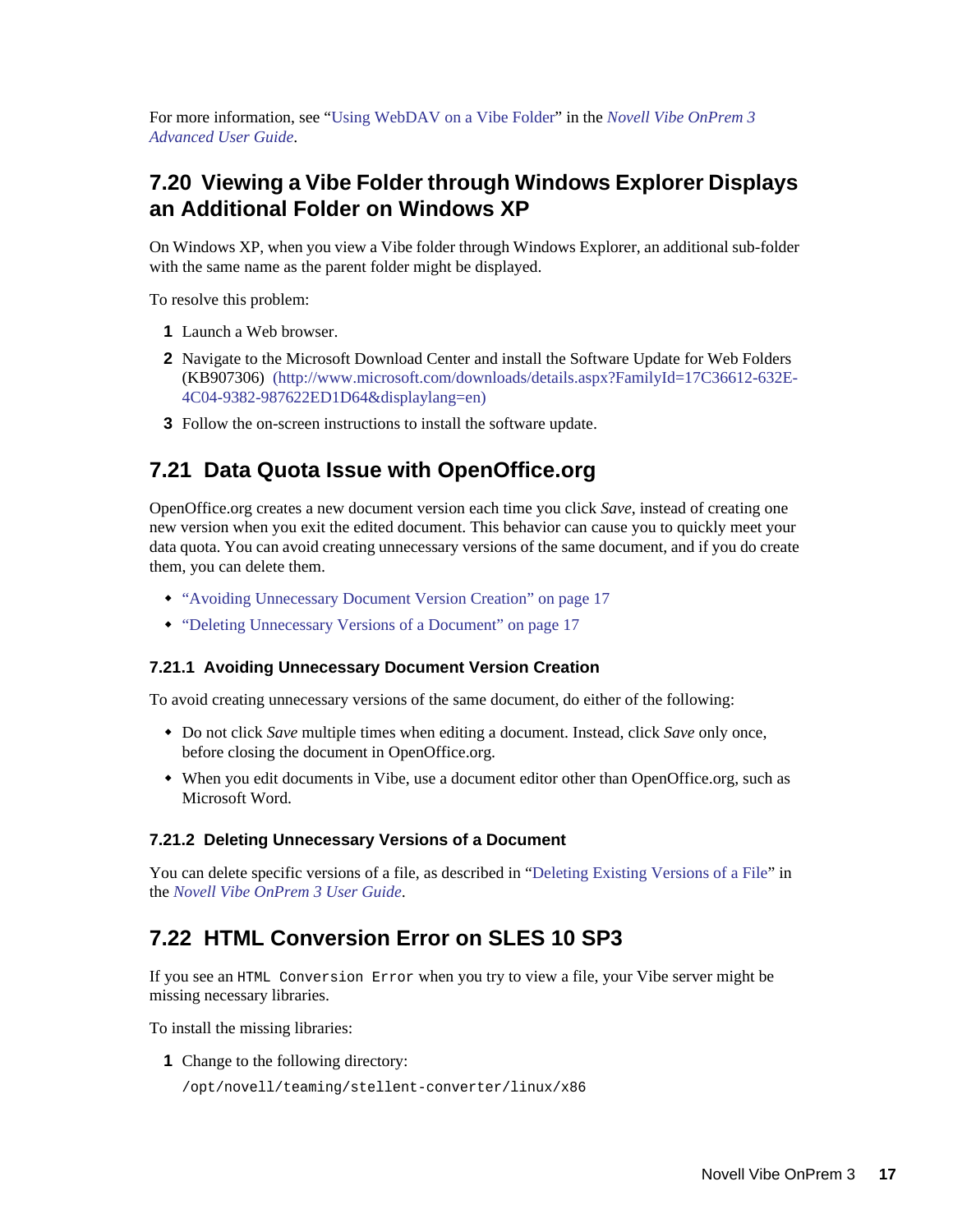For more information, see "Using WebDAV on a Vibe Folder" in the *Novell Vibe OnPrem 3 Advanced User Guide*.

## 7.20 Viewing a Vibe Folder through Windows Explorer Displays an Additional Folder on Windows XP

On Windows XP, when you view a Vibe folder through Windows Explorer, an additional sub-folder with the same name as the parent folder might be displayed.

To resolve this problem:

1. Launch a Web browser.
2. Navigate to the Microsoft Download Center and install the Software Update for Web Folders (KB907306) (http://www.microsoft.com/downloads/details.aspx?FamilyId=17C36612-632E-4C04-9382-987622ED1D64&displaylang=en)
3. Follow the on-screen instructions to install the software update.

## 7.21 Data Quota Issue with OpenOffice.org

OpenOffice.org creates a new document version each time you click *Save*, instead of creating one new version when you exit the edited document. This behavior can cause you to quickly meet your data quota. You can avoid creating unnecessary versions of the same document, and if you do create them, you can delete them.

- "Avoiding Unnecessary Document Version Creation" on page 17
- "Deleting Unnecessary Versions of a Document" on page 17

### 7.21.1 Avoiding Unnecessary Document Version Creation

To avoid creating unnecessary versions of the same document, do either of the following:

- Do not click *Save* multiple times when editing a document. Instead, click *Save* only once, before closing the document in OpenOffice.org.
- When you edit documents in Vibe, use a document editor other than OpenOffice.org, such as Microsoft Word.

### 7.21.2 Deleting Unnecessary Versions of a Document

You can delete specific versions of a file, as described in "Deleting Existing Versions of a File" in the *Novell Vibe OnPrem 3 User Guide*.

## 7.22 HTML Conversion Error on SLES 10 SP3

If you see an `HTML Conversion Error` when you try to view a file, your Vibe server might be missing necessary libraries.

To install the missing libraries:

1. Change to the following directory:

   ```
   /opt/novell/teaming/stellent-converter/linux/x86
   ```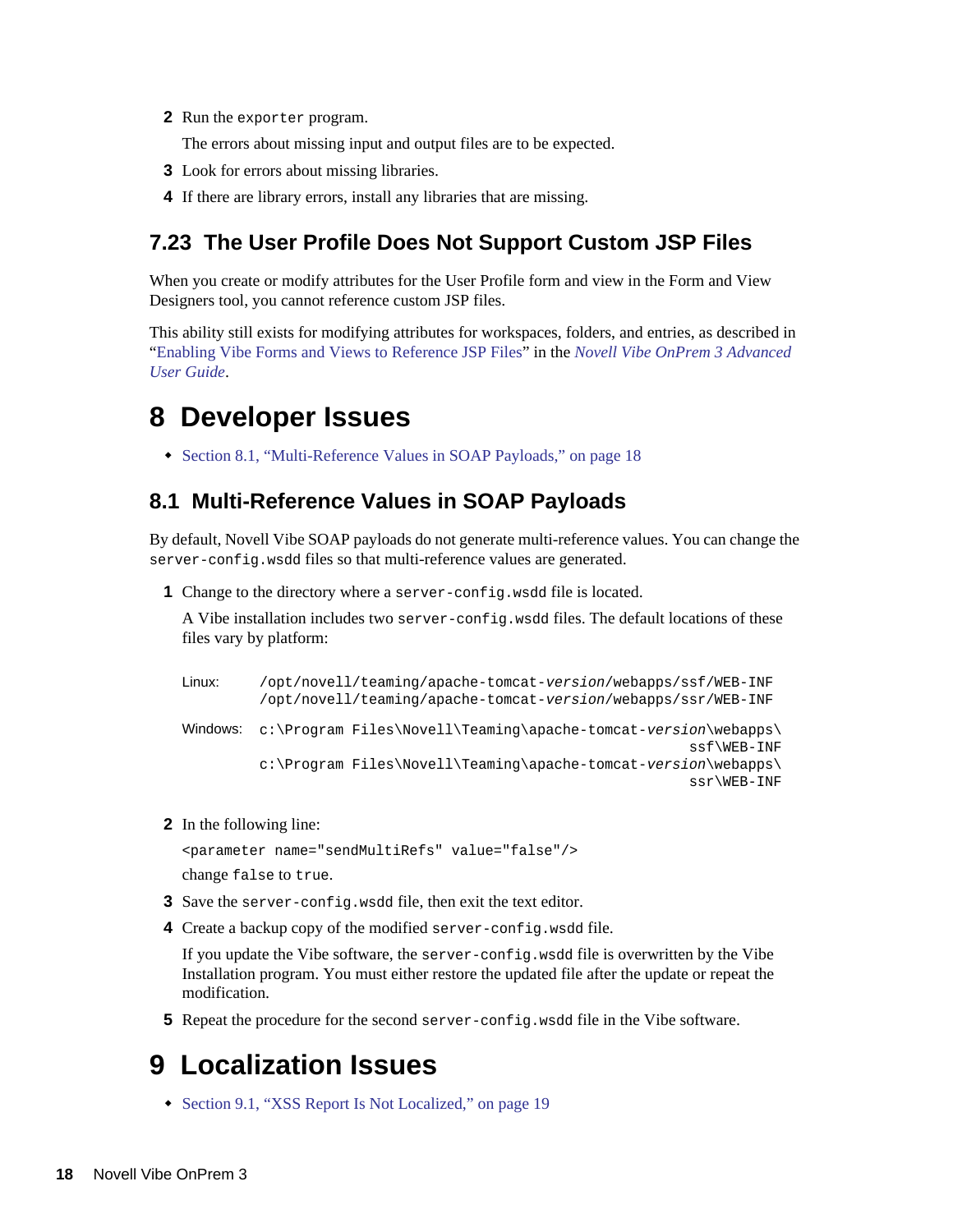**2** Run the `exporter` program.

The errors about missing input and output files are to be expected.

**3** Look for errors about missing libraries.

**4** If there are library errors, install any libraries that are missing.

## 7.23 The User Profile Does Not Support Custom JSP Files

When you create or modify attributes for the User Profile form and view in the Form and View Designers tool, you cannot reference custom JSP files.

This ability still exists for modifying attributes for workspaces, folders, and entries, as described in "Enabling Vibe Forms and Views to Reference JSP Files" in the *Novell Vibe OnPrem 3 Advanced User Guide*.

# 8 Developer Issues

- Section 8.1, "Multi-Reference Values in SOAP Payloads," on page 18

## 8.1 Multi-Reference Values in SOAP Payloads

By default, Novell Vibe SOAP payloads do not generate multi-reference values. You can change the `server-config.wsdd` files so that multi-reference values are generated.

**1** Change to the directory where a `server-config.wsdd` file is located.

A Vibe installation includes two `server-config.wsdd` files. The default locations of these files vary by platform:

| | |
|---|---|
| Linux: | `/opt/novell/teaming/apache-tomcat-`*`version`*`/webapps/ssf/WEB-INF`<br>`/opt/novell/teaming/apache-tomcat-`*`version`*`/webapps/ssr/WEB-INF` |
| Windows: | `c:\Program Files\Novell\Teaming\apache-tomcat-`*`version`*`\webapps\ssf\WEB-INF`<br>`c:\Program Files\Novell\Teaming\apache-tomcat-`*`version`*`\webapps\ssr\WEB-INF` |

**2** In the following line:

```
<parameter name="sendMultiRefs" value="false"/>
```

change `false` to `true`.

**3** Save the `server-config.wsdd` file, then exit the text editor.

**4** Create a backup copy of the modified `server-config.wsdd` file.

If you update the Vibe software, the `server-config.wsdd` file is overwritten by the Vibe Installation program. You must either restore the updated file after the update or repeat the modification.

**5** Repeat the procedure for the second `server-config.wsdd` file in the Vibe software.

# 9 Localization Issues

- Section 9.1, "XSS Report Is Not Localized," on page 19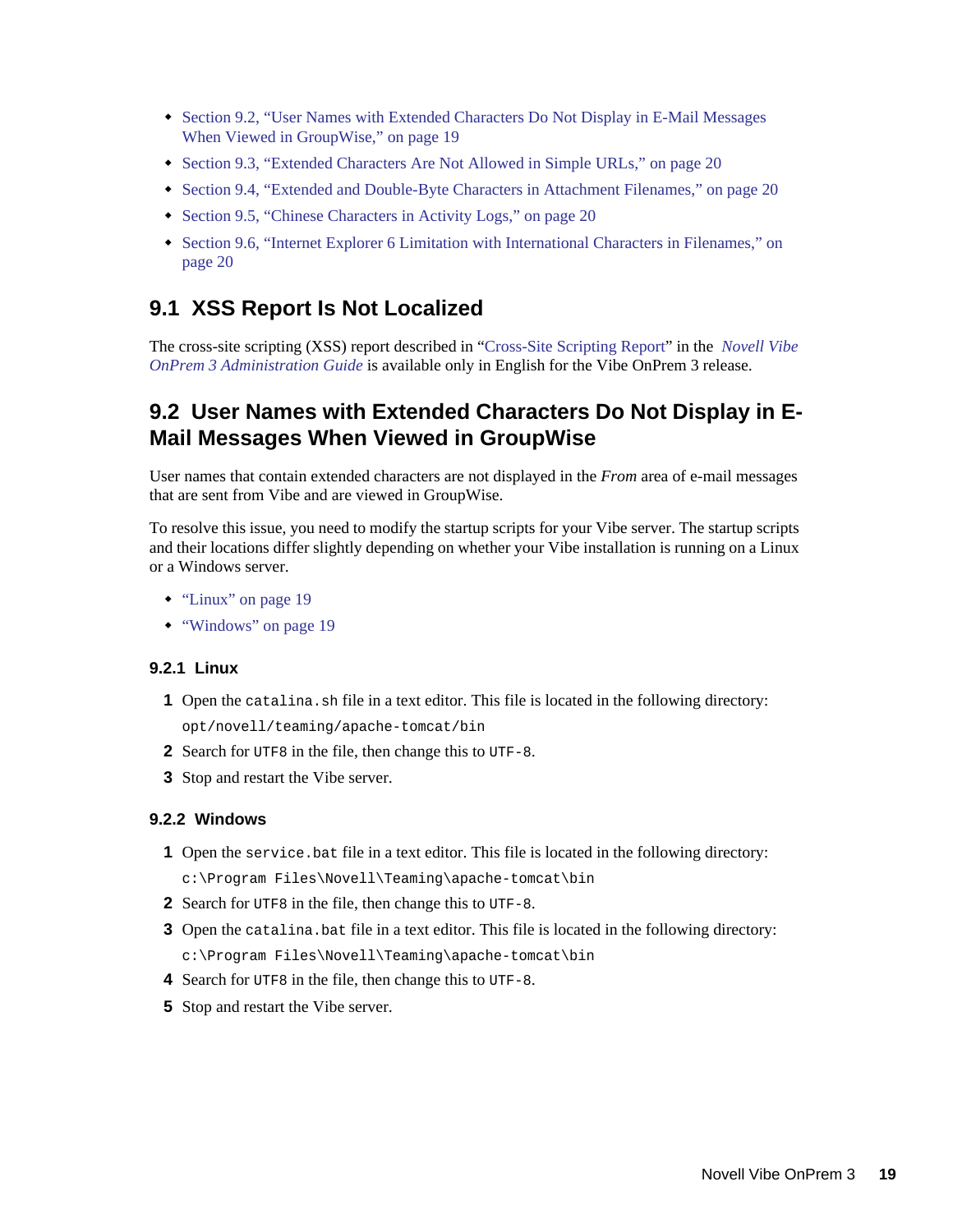- Section 9.2, “User Names with Extended Characters Do Not Display in E-Mail Messages When Viewed in GroupWise,” on page 19
- Section 9.3, “Extended Characters Are Not Allowed in Simple URLs,” on page 20
- Section 9.4, “Extended and Double-Byte Characters in Attachment Filenames,” on page 20
- Section 9.5, “Chinese Characters in Activity Logs,” on page 20
- Section 9.6, “Internet Explorer 6 Limitation with International Characters in Filenames,” on page 20

## 9.1 XSS Report Is Not Localized

The cross-site scripting (XSS) report described in “Cross-Site Scripting Report” in the *Novell Vibe OnPrem 3 Administration Guide* is available only in English for the Vibe OnPrem 3 release.

## 9.2 User Names with Extended Characters Do Not Display in E-Mail Messages When Viewed in GroupWise

User names that contain extended characters are not displayed in the *From* area of e-mail messages that are sent from Vibe and are viewed in GroupWise.

To resolve this issue, you need to modify the startup scripts for your Vibe server. The startup scripts and their locations differ slightly depending on whether your Vibe installation is running on a Linux or a Windows server.

- “Linux” on page 19
- “Windows” on page 19

### 9.2.1 Linux

1. Open the `catalina.sh` file in a text editor. This file is located in the following directory:

   `opt/novell/teaming/apache-tomcat/bin`
2. Search for `UTF8` in the file, then change this to `UTF-8`.
3. Stop and restart the Vibe server.

### 9.2.2 Windows

1. Open the `service.bat` file in a text editor. This file is located in the following directory:

   `c:\Program Files\Novell\Teaming\apache-tomcat\bin`
2. Search for `UTF8` in the file, then change this to `UTF-8`.
3. Open the `catalina.bat` file in a text editor. This file is located in the following directory:

   `c:\Program Files\Novell\Teaming\apache-tomcat\bin`
4. Search for `UTF8` in the file, then change this to `UTF-8`.
5. Stop and restart the Vibe server.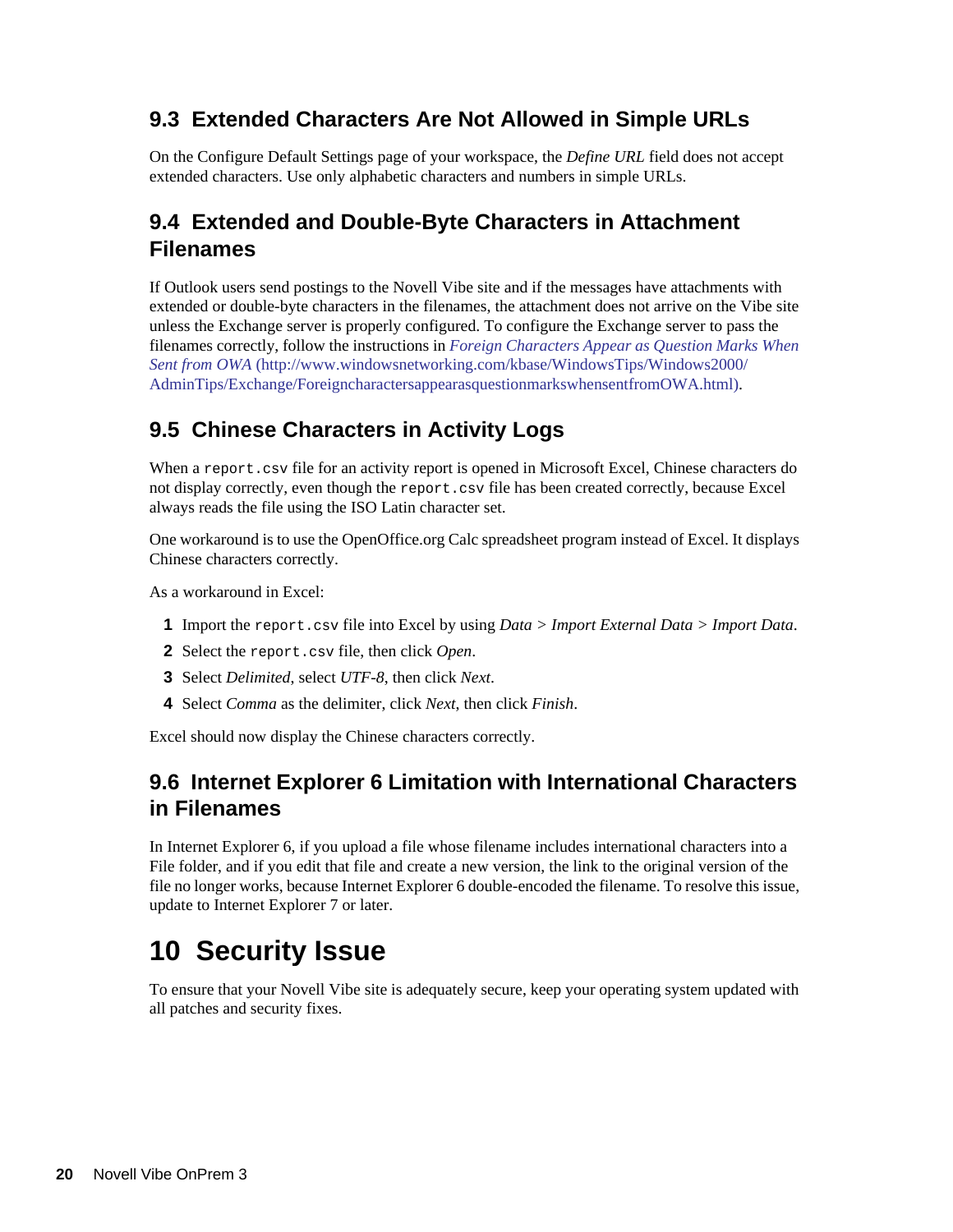## 9.3 Extended Characters Are Not Allowed in Simple URLs

On the Configure Default Settings page of your workspace, the *Define URL* field does not accept extended characters. Use only alphabetic characters and numbers in simple URLs.

## 9.4 Extended and Double-Byte Characters in Attachment Filenames

If Outlook users send postings to the Novell Vibe site and if the messages have attachments with extended or double-byte characters in the filenames, the attachment does not arrive on the Vibe site unless the Exchange server is properly configured. To configure the Exchange server to pass the filenames correctly, follow the instructions in *Foreign Characters Appear as Question Marks When Sent from OWA* (http://www.windowsnetworking.com/kbase/WindowsTips/Windows2000/AdminTips/Exchange/ForeigncharactersappearasquestionmarkswhensentfromOWA.html).

## 9.5 Chinese Characters in Activity Logs

When a `report.csv` file for an activity report is opened in Microsoft Excel, Chinese characters do not display correctly, even though the `report.csv` file has been created correctly, because Excel always reads the file using the ISO Latin character set.

One workaround is to use the OpenOffice.org Calc spreadsheet program instead of Excel. It displays Chinese characters correctly.

As a workaround in Excel:

1. Import the `report.csv` file into Excel by using *Data* > *Import External Data* > *Import Data*.
2. Select the `report.csv` file, then click *Open*.
3. Select *Delimited*, select *UTF-8*, then click *Next*.
4. Select *Comma* as the delimiter, click *Next*, then click *Finish*.

Excel should now display the Chinese characters correctly.

## 9.6 Internet Explorer 6 Limitation with International Characters in Filenames

In Internet Explorer 6, if you upload a file whose filename includes international characters into a File folder, and if you edit that file and create a new version, the link to the original version of the file no longer works, because Internet Explorer 6 double-encoded the filename. To resolve this issue, update to Internet Explorer 7 or later.

# 10 Security Issue

To ensure that your Novell Vibe site is adequately secure, keep your operating system updated with all patches and security fixes.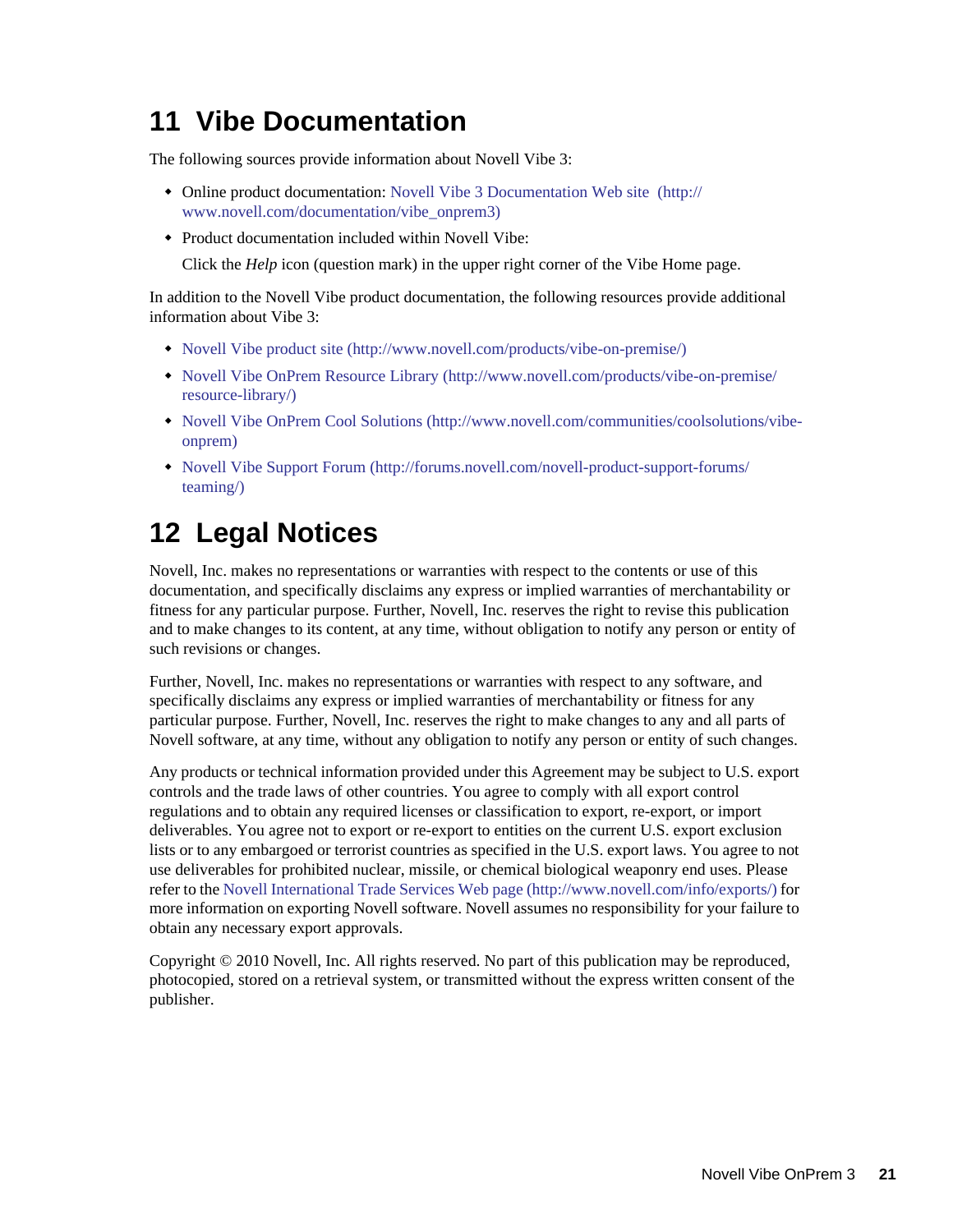# 11 Vibe Documentation

The following sources provide information about Novell Vibe 3:

- Online product documentation: Novell Vibe 3 Documentation Web site (http://www.novell.com/documentation/vibe_onprem3)
- Product documentation included within Novell Vibe:

  Click the *Help* icon (question mark) in the upper right corner of the Vibe Home page.

In addition to the Novell Vibe product documentation, the following resources provide additional information about Vibe 3:

- Novell Vibe product site (http://www.novell.com/products/vibe-on-premise/)
- Novell Vibe OnPrem Resource Library (http://www.novell.com/products/vibe-on-premise/resource-library/)
- Novell Vibe OnPrem Cool Solutions (http://www.novell.com/communities/coolsolutions/vibe-onprem)
- Novell Vibe Support Forum (http://forums.novell.com/novell-product-support-forums/teaming/)

# 12 Legal Notices

Novell, Inc. makes no representations or warranties with respect to the contents or use of this documentation, and specifically disclaims any express or implied warranties of merchantability or fitness for any particular purpose. Further, Novell, Inc. reserves the right to revise this publication and to make changes to its content, at any time, without obligation to notify any person or entity of such revisions or changes.

Further, Novell, Inc. makes no representations or warranties with respect to any software, and specifically disclaims any express or implied warranties of merchantability or fitness for any particular purpose. Further, Novell, Inc. reserves the right to make changes to any and all parts of Novell software, at any time, without any obligation to notify any person or entity of such changes.

Any products or technical information provided under this Agreement may be subject to U.S. export controls and the trade laws of other countries. You agree to comply with all export control regulations and to obtain any required licenses or classification to export, re-export, or import deliverables. You agree not to export or re-export to entities on the current U.S. export exclusion lists or to any embargoed or terrorist countries as specified in the U.S. export laws. You agree to not use deliverables for prohibited nuclear, missile, or chemical biological weaponry end uses. Please refer to the Novell International Trade Services Web page (http://www.novell.com/info/exports/) for more information on exporting Novell software. Novell assumes no responsibility for your failure to obtain any necessary export approvals.

Copyright © 2010 Novell, Inc. All rights reserved. No part of this publication may be reproduced, photocopied, stored on a retrieval system, or transmitted without the express written consent of the publisher.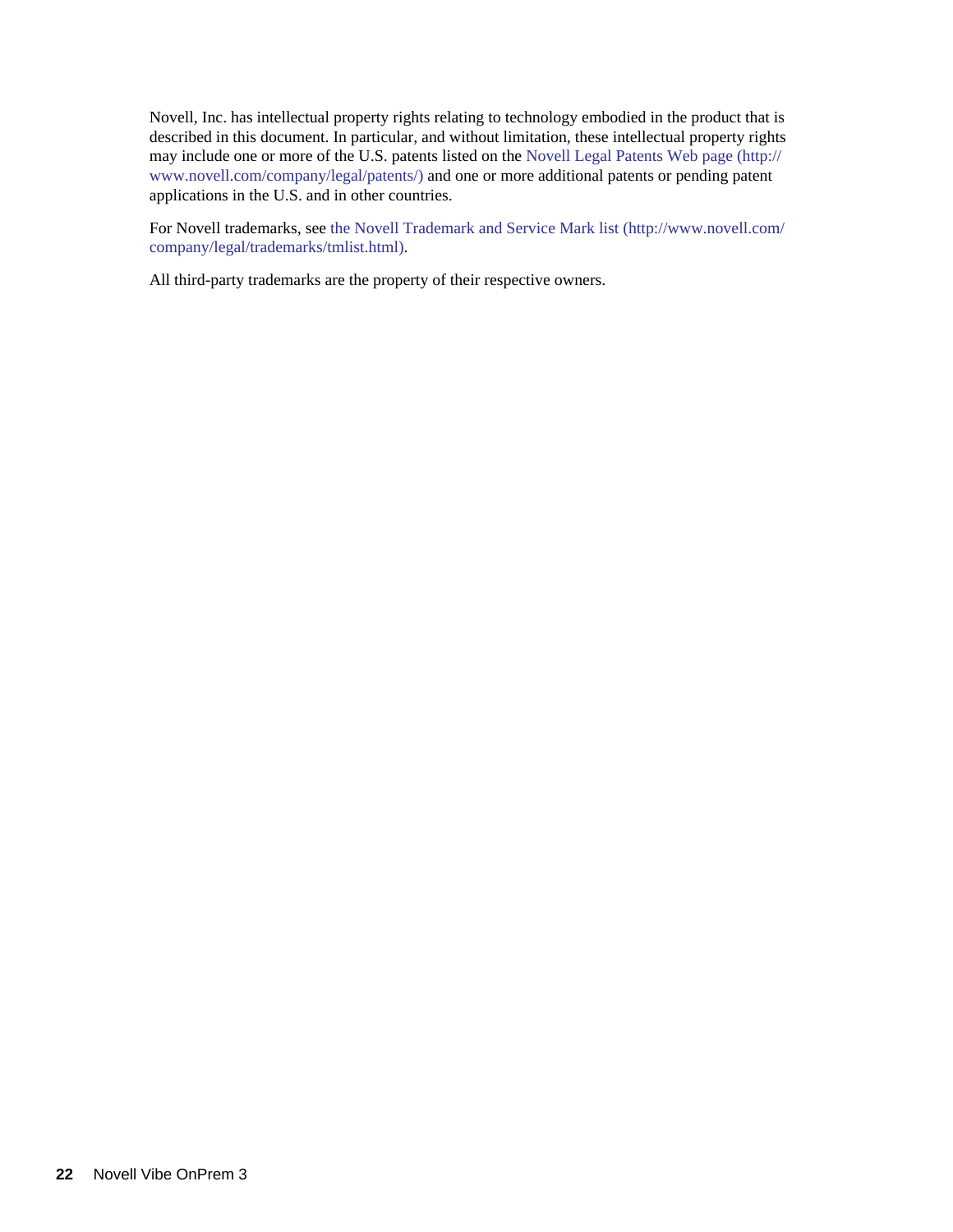Novell, Inc. has intellectual property rights relating to technology embodied in the product that is described in this document. In particular, and without limitation, these intellectual property rights may include one or more of the U.S. patents listed on the Novell Legal Patents Web page (http://www.novell.com/company/legal/patents/) and one or more additional patents or pending patent applications in the U.S. and in other countries.

For Novell trademarks, see the Novell Trademark and Service Mark list (http://www.novell.com/company/legal/trademarks/tmlist.html).

All third-party trademarks are the property of their respective owners.